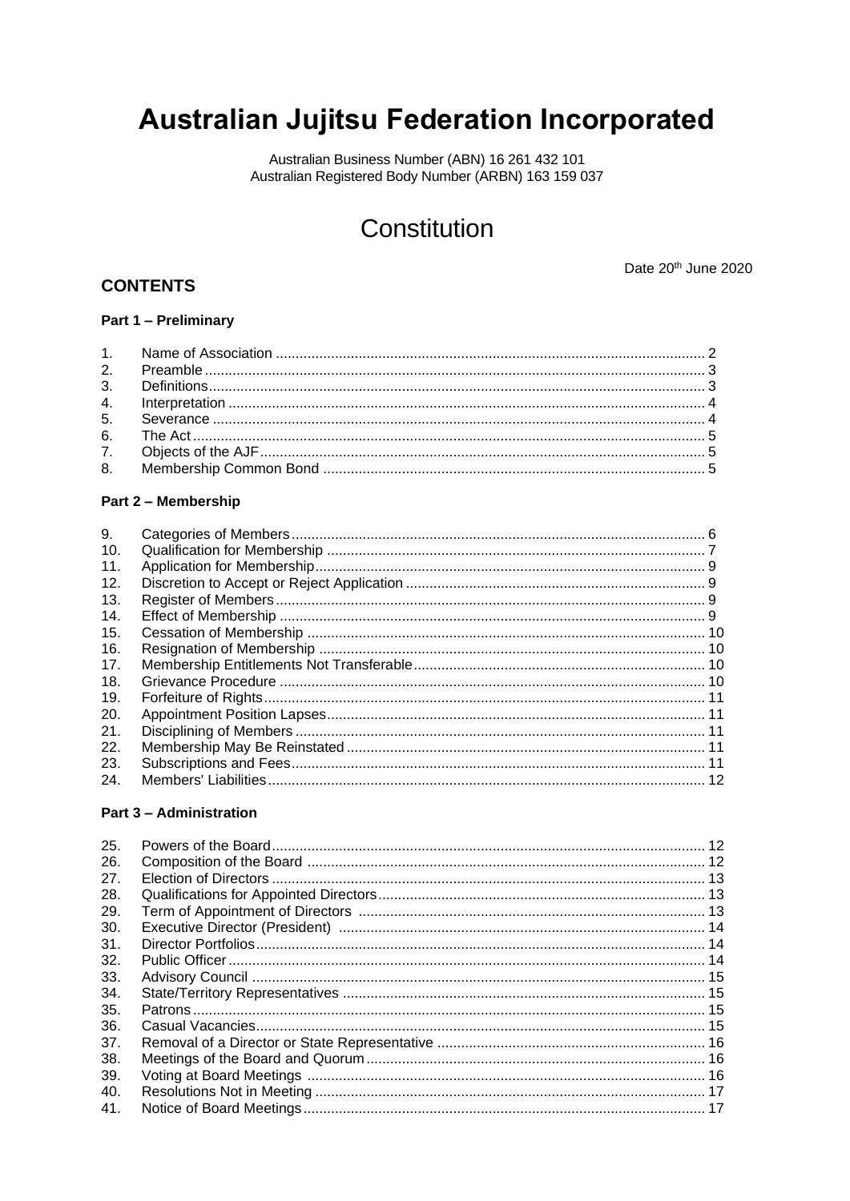# Australian Jujitsu Federation Incorporated

Australian Business Number (ABN) 16 261 432 101
Australian Registered Body Number (ARBN) 163 159 037

## Constitution

Date 20th June 2020

### CONTENTS

**Part 1 – Preliminary**

| | | |
|---|---|---|
| 1. | Name of Association | 2 |
| 2. | Preamble | 3 |
| 3. | Definitions | 3 |
| 4. | Interpretation | 4 |
| 5. | Severance | 4 |
| 6. | The Act | 5 |
| 7. | Objects of the AJF | 5 |
| 8. | Membership Common Bond | 5 |

**Part 2 – Membership**

| | | |
|---|---|---|
| 9. | Categories of Members | 6 |
| 10. | Qualification for Membership | 7 |
| 11. | Application for Membership | 9 |
| 12. | Discretion to Accept or Reject Application | 9 |
| 13. | Register of Members | 9 |
| 14. | Effect of Membership | 9 |
| 15. | Cessation of Membership | 10 |
| 16. | Resignation of Membership | 10 |
| 17. | Membership Entitlements Not Transferable | 10 |
| 18. | Grievance Procedure | 10 |
| 19. | Forfeiture of Rights | 11 |
| 20. | Appointment Position Lapses | 11 |
| 21. | Disciplining of Members | 11 |
| 22. | Membership May Be Reinstated | 11 |
| 23. | Subscriptions and Fees | 11 |
| 24. | Members' Liabilities | 12 |

**Part 3 – Administration**

| | | |
|---|---|---|
| 25. | Powers of the Board | 12 |
| 26. | Composition of the Board | 12 |
| 27. | Election of Directors | 13 |
| 28. | Qualifications for Appointed Directors | 13 |
| 29. | Term of Appointment of Directors | 13 |
| 30. | Executive Director (President) | 14 |
| 31. | Director Portfolios | 14 |
| 32. | Public Officer | 14 |
| 33. | Advisory Council | 15 |
| 34. | State/Territory Representatives | 15 |
| 35. | Patrons | 15 |
| 36. | Casual Vacancies | 15 |
| 37. | Removal of a Director or State Representative | 16 |
| 38. | Meetings of the Board and Quorum | 16 |
| 39. | Voting at Board Meetings | 16 |
| 40. | Resolutions Not in Meeting | 17 |
| 41. | Notice of Board Meetings | 17 |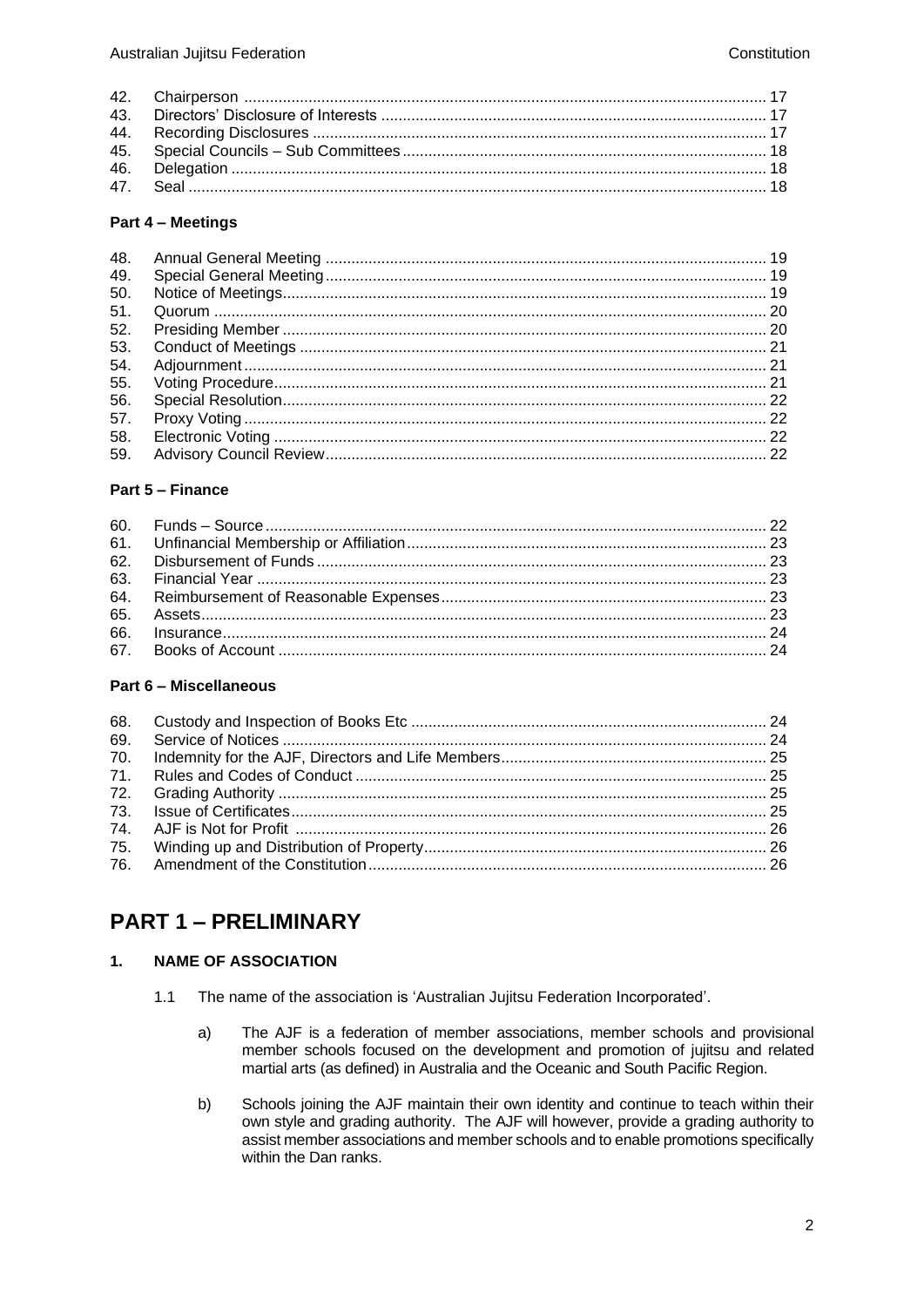| | | |
|---|---|---|
| 42. | Chairperson | 17 |
| 43. | Directors' Disclosure of Interests | 17 |
| 44. | Recording Disclosures | 17 |
| 45. | Special Councils – Sub Committees | 18 |
| 46. | Delegation | 18 |
| 47. | Seal | 18 |

**Part 4 – Meetings**

| | | |
|---|---|---|
| 48. | Annual General Meeting | 19 |
| 49. | Special General Meeting | 19 |
| 50. | Notice of Meetings | 19 |
| 51. | Quorum | 20 |
| 52. | Presiding Member | 20 |
| 53. | Conduct of Meetings | 21 |
| 54. | Adjournment | 21 |
| 55. | Voting Procedure | 21 |
| 56. | Special Resolution | 22 |
| 57. | Proxy Voting | 22 |
| 58. | Electronic Voting | 22 |
| 59. | Advisory Council Review | 22 |

**Part 5 – Finance**

| | | |
|---|---|---|
| 60. | Funds – Source | 22 |
| 61. | Unfinancial Membership or Affiliation | 23 |
| 62. | Disbursement of Funds | 23 |
| 63. | Financial Year | 23 |
| 64. | Reimbursement of Reasonable Expenses | 23 |
| 65. | Assets | 23 |
| 66. | Insurance | 24 |
| 67. | Books of Account | 24 |

**Part 6 – Miscellaneous**

| | | |
|---|---|---|
| 68. | Custody and Inspection of Books Etc | 24 |
| 69. | Service of Notices | 24 |
| 70. | Indemnity for the AJF, Directors and Life Members | 25 |
| 71. | Rules and Codes of Conduct | 25 |
| 72. | Grading Authority | 25 |
| 73. | Issue of Certificates | 25 |
| 74. | AJF is Not for Profit | 26 |
| 75. | Winding up and Distribution of Property | 26 |
| 76. | Amendment of the Constitution | 26 |

# PART 1 – PRELIMINARY

### 1. NAME OF ASSOCIATION

1.1 The name of the association is 'Australian Jujitsu Federation Incorporated'.

a) The AJF is a federation of member associations, member schools and provisional member schools focused on the development and promotion of jujitsu and related martial arts (as defined) in Australia and the Oceanic and South Pacific Region.

b) Schools joining the AJF maintain their own identity and continue to teach within their own style and grading authority. The AJF will however, provide a grading authority to assist member associations and member schools and to enable promotions specifically within the Dan ranks.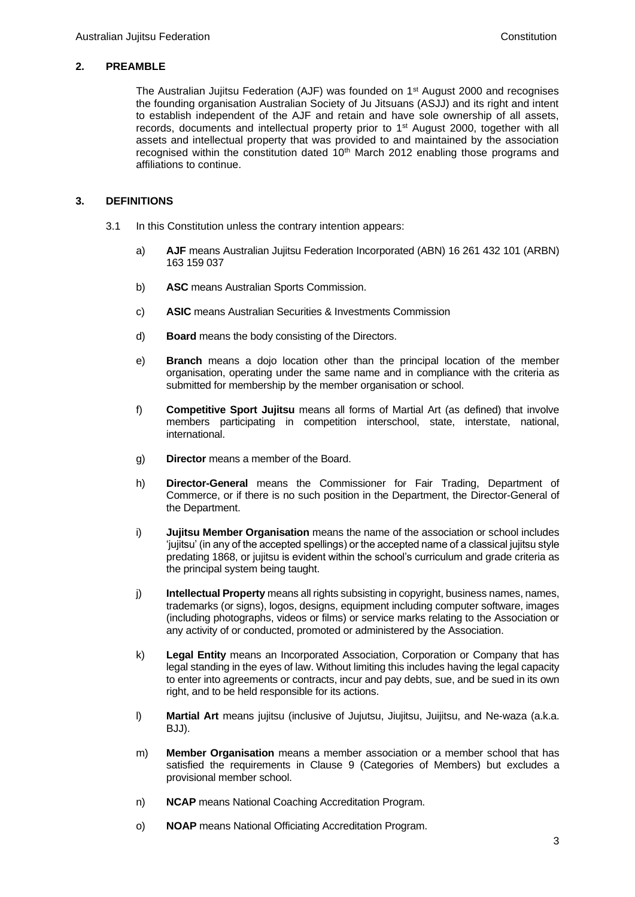## 2. PREAMBLE

The Australian Jujitsu Federation (AJF) was founded on 1st August 2000 and recognises the founding organisation Australian Society of Ju Jitsuans (ASJJ) and its right and intent to establish independent of the AJF and retain and have sole ownership of all assets, records, documents and intellectual property prior to 1st August 2000, together with all assets and intellectual property that was provided to and maintained by the association recognised within the constitution dated 10th March 2012 enabling those programs and affiliations to continue.

## 3. DEFINITIONS

3.1 In this Constitution unless the contrary intention appears:

a) **AJF** means Australian Jujitsu Federation Incorporated (ABN) 16 261 432 101 (ARBN) 163 159 037

b) **ASC** means Australian Sports Commission.

c) **ASIC** means Australian Securities & Investments Commission

d) **Board** means the body consisting of the Directors.

e) **Branch** means a dojo location other than the principal location of the member organisation, operating under the same name and in compliance with the criteria as submitted for membership by the member organisation or school.

f) **Competitive Sport Jujitsu** means all forms of Martial Art (as defined) that involve members participating in competition interschool, state, interstate, national, international.

g) **Director** means a member of the Board.

h) **Director-General** means the Commissioner for Fair Trading, Department of Commerce, or if there is no such position in the Department, the Director-General of the Department.

i) **Jujitsu Member Organisation** means the name of the association or school includes 'jujitsu' (in any of the accepted spellings) or the accepted name of a classical jujitsu style predating 1868, or jujitsu is evident within the school's curriculum and grade criteria as the principal system being taught.

j) **Intellectual Property** means all rights subsisting in copyright, business names, names, trademarks (or signs), logos, designs, equipment including computer software, images (including photographs, videos or films) or service marks relating to the Association or any activity of or conducted, promoted or administered by the Association.

k) **Legal Entity** means an Incorporated Association, Corporation or Company that has legal standing in the eyes of law. Without limiting this includes having the legal capacity to enter into agreements or contracts, incur and pay debts, sue, and be sued in its own right, and to be held responsible for its actions.

l) **Martial Art** means jujitsu (inclusive of Jujutsu, Jiujitsu, Juijitsu, and Ne-waza (a.k.a. BJJ).

m) **Member Organisation** means a member association or a member school that has satisfied the requirements in Clause 9 (Categories of Members) but excludes a provisional member school.

n) **NCAP** means National Coaching Accreditation Program.

o) **NOAP** means National Officiating Accreditation Program.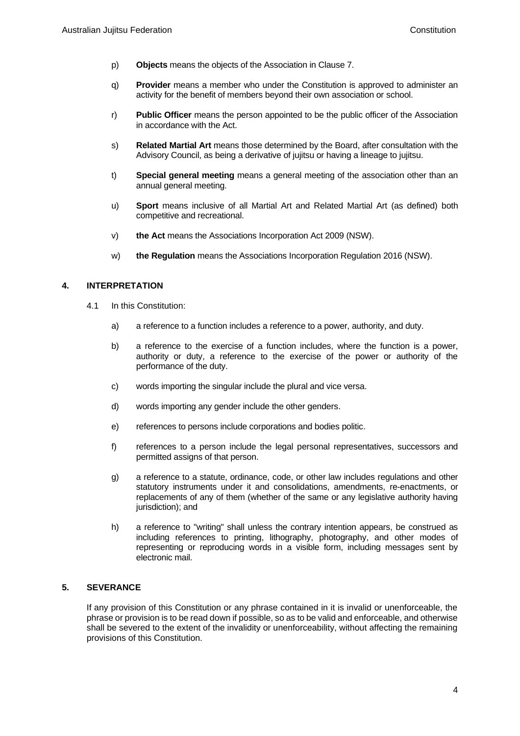p) **Objects** means the objects of the Association in Clause 7.

q) **Provider** means a member who under the Constitution is approved to administer an activity for the benefit of members beyond their own association or school.

r) **Public Officer** means the person appointed to be the public officer of the Association in accordance with the Act.

s) **Related Martial Art** means those determined by the Board, after consultation with the Advisory Council, as being a derivative of jujitsu or having a lineage to jujitsu.

t) **Special general meeting** means a general meeting of the association other than an annual general meeting.

u) **Sport** means inclusive of all Martial Art and Related Martial Art (as defined) both competitive and recreational.

v) **the Act** means the Associations Incorporation Act 2009 (NSW).

w) **the Regulation** means the Associations Incorporation Regulation 2016 (NSW).

## 4. INTERPRETATION

4.1 In this Constitution:

a) a reference to a function includes a reference to a power, authority, and duty.

b) a reference to the exercise of a function includes, where the function is a power, authority or duty, a reference to the exercise of the power or authority of the performance of the duty.

c) words importing the singular include the plural and vice versa.

d) words importing any gender include the other genders.

e) references to persons include corporations and bodies politic.

f) references to a person include the legal personal representatives, successors and permitted assigns of that person.

g) a reference to a statute, ordinance, code, or other law includes regulations and other statutory instruments under it and consolidations, amendments, re-enactments, or replacements of any of them (whether of the same or any legislative authority having jurisdiction); and

h) a reference to "writing" shall unless the contrary intention appears, be construed as including references to printing, lithography, photography, and other modes of representing or reproducing words in a visible form, including messages sent by electronic mail.

## 5. SEVERANCE

If any provision of this Constitution or any phrase contained in it is invalid or unenforceable, the phrase or provision is to be read down if possible, so as to be valid and enforceable, and otherwise shall be severed to the extent of the invalidity or unenforceability, without affecting the remaining provisions of this Constitution.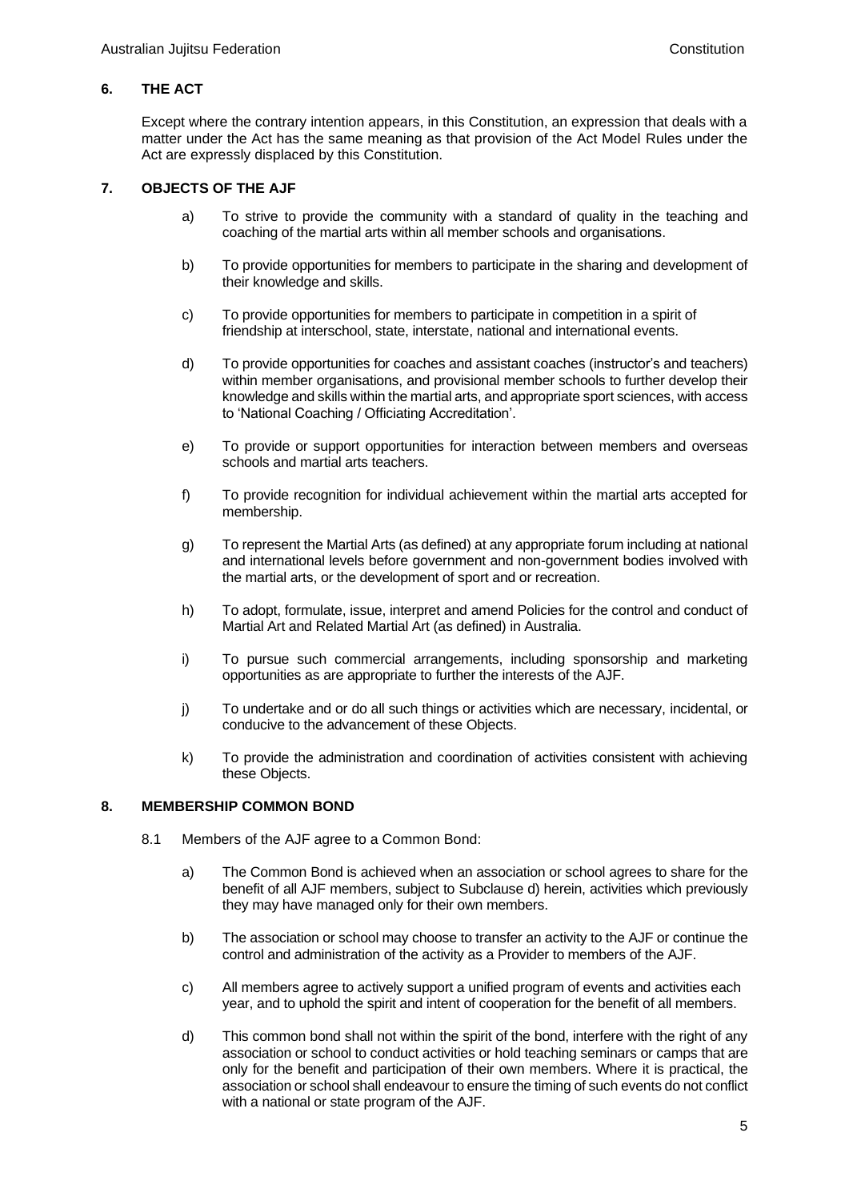## 6. THE ACT

Except where the contrary intention appears, in this Constitution, an expression that deals with a matter under the Act has the same meaning as that provision of the Act Model Rules under the Act are expressly displaced by this Constitution.

## 7. OBJECTS OF THE AJF

a) To strive to provide the community with a standard of quality in the teaching and coaching of the martial arts within all member schools and organisations.

b) To provide opportunities for members to participate in the sharing and development of their knowledge and skills.

c) To provide opportunities for members to participate in competition in a spirit of friendship at interschool, state, interstate, national and international events.

d) To provide opportunities for coaches and assistant coaches (instructor's and teachers) within member organisations, and provisional member schools to further develop their knowledge and skills within the martial arts, and appropriate sport sciences, with access to 'National Coaching / Officiating Accreditation'.

e) To provide or support opportunities for interaction between members and overseas schools and martial arts teachers.

f) To provide recognition for individual achievement within the martial arts accepted for membership.

g) To represent the Martial Arts (as defined) at any appropriate forum including at national and international levels before government and non-government bodies involved with the martial arts, or the development of sport and or recreation.

h) To adopt, formulate, issue, interpret and amend Policies for the control and conduct of Martial Art and Related Martial Art (as defined) in Australia.

i) To pursue such commercial arrangements, including sponsorship and marketing opportunities as are appropriate to further the interests of the AJF.

j) To undertake and or do all such things or activities which are necessary, incidental, or conducive to the advancement of these Objects.

k) To provide the administration and coordination of activities consistent with achieving these Objects.

## 8. MEMBERSHIP COMMON BOND

8.1 Members of the AJF agree to a Common Bond:

a) The Common Bond is achieved when an association or school agrees to share for the benefit of all AJF members, subject to Subclause d) herein, activities which previously they may have managed only for their own members.

b) The association or school may choose to transfer an activity to the AJF or continue the control and administration of the activity as a Provider to members of the AJF.

c) All members agree to actively support a unified program of events and activities each year, and to uphold the spirit and intent of cooperation for the benefit of all members.

d) This common bond shall not within the spirit of the bond, interfere with the right of any association or school to conduct activities or hold teaching seminars or camps that are only for the benefit and participation of their own members. Where it is practical, the association or school shall endeavour to ensure the timing of such events do not conflict with a national or state program of the AJF.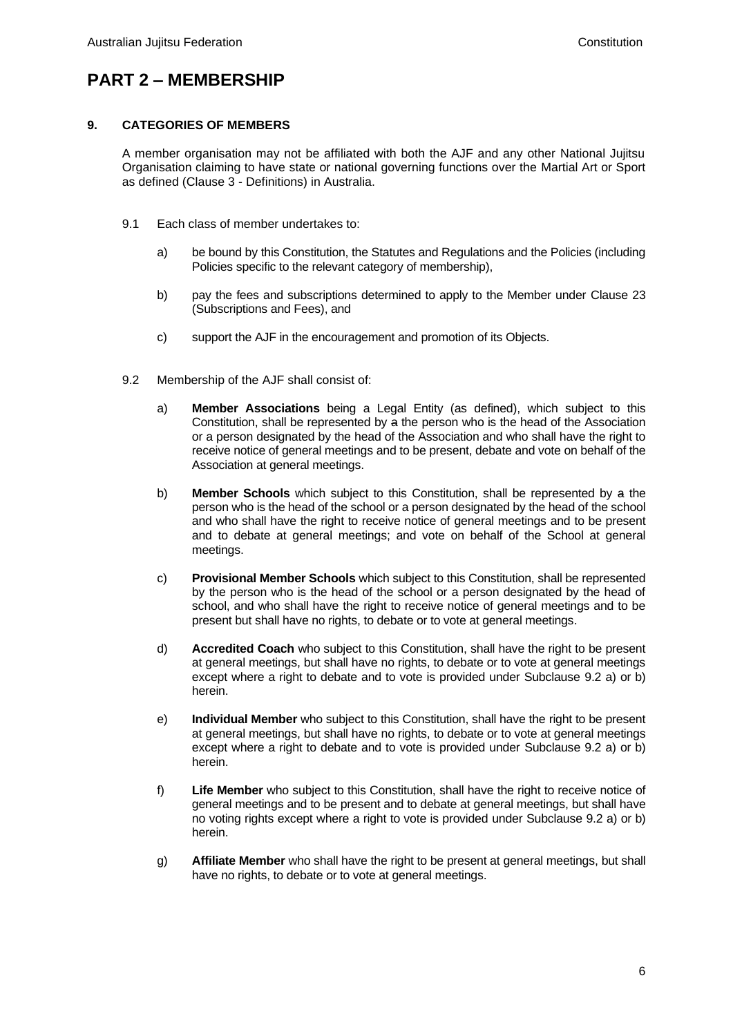# PART 2 – MEMBERSHIP

## 9. CATEGORIES OF MEMBERS

A member organisation may not be affiliated with both the AJF and any other National Jujitsu Organisation claiming to have state or national governing functions over the Martial Art or Sport as defined (Clause 3 - Definitions) in Australia.

9.1 Each class of member undertakes to:

a) be bound by this Constitution, the Statutes and Regulations and the Policies (including Policies specific to the relevant category of membership),

b) pay the fees and subscriptions determined to apply to the Member under Clause 23 (Subscriptions and Fees), and

c) support the AJF in the encouragement and promotion of its Objects.

9.2 Membership of the AJF shall consist of:

a) **Member Associations** being a Legal Entity (as defined), which subject to this Constitution, shall be represented by ~~a~~ the person who is the head of the Association or a person designated by the head of the Association and who shall have the right to receive notice of general meetings and to be present, debate and vote on behalf of the Association at general meetings.

b) **Member Schools** which subject to this Constitution, shall be represented by ~~a~~ the person who is the head of the school or a person designated by the head of the school and who shall have the right to receive notice of general meetings and to be present and to debate at general meetings; and vote on behalf of the School at general meetings.

c) **Provisional Member Schools** which subject to this Constitution, shall be represented by the person who is the head of the school or a person designated by the head of school, and who shall have the right to receive notice of general meetings and to be present but shall have no rights, to debate or to vote at general meetings.

d) **Accredited Coach** who subject to this Constitution, shall have the right to be present at general meetings, but shall have no rights, to debate or to vote at general meetings except where a right to debate and to vote is provided under Subclause 9.2 a) or b) herein.

e) **Individual Member** who subject to this Constitution, shall have the right to be present at general meetings, but shall have no rights, to debate or to vote at general meetings except where a right to debate and to vote is provided under Subclause 9.2 a) or b) herein.

f) **Life Member** who subject to this Constitution, shall have the right to receive notice of general meetings and to be present and to debate at general meetings, but shall have no voting rights except where a right to vote is provided under Subclause 9.2 a) or b) herein.

g) **Affiliate Member** who shall have the right to be present at general meetings, but shall have no rights, to debate or to vote at general meetings.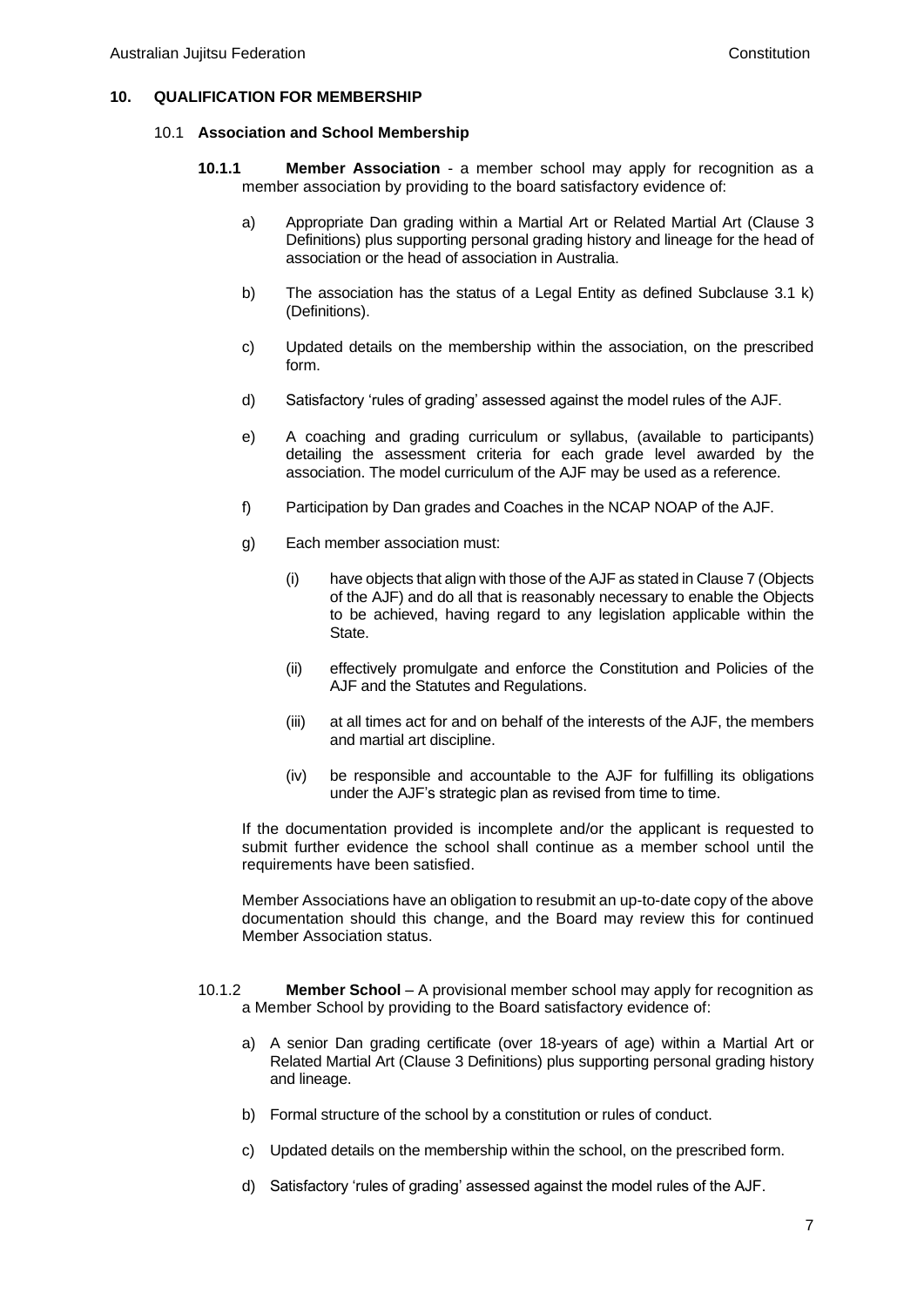## 10. QUALIFICATION FOR MEMBERSHIP

### 10.1 Association and School Membership

**10.1.1 Member Association** - a member school may apply for recognition as a member association by providing to the board satisfactory evidence of:

a) Appropriate Dan grading within a Martial Art or Related Martial Art (Clause 3 Definitions) plus supporting personal grading history and lineage for the head of association or the head of association in Australia.

b) The association has the status of a Legal Entity as defined Subclause 3.1 k) (Definitions).

c) Updated details on the membership within the association, on the prescribed form.

d) Satisfactory 'rules of grading' assessed against the model rules of the AJF.

e) A coaching and grading curriculum or syllabus, (available to participants) detailing the assessment criteria for each grade level awarded by the association. The model curriculum of the AJF may be used as a reference.

f) Participation by Dan grades and Coaches in the NCAP NOAP of the AJF.

g) Each member association must:

   (i) have objects that align with those of the AJF as stated in Clause 7 (Objects of the AJF) and do all that is reasonably necessary to enable the Objects to be achieved, having regard to any legislation applicable within the State.

   (ii) effectively promulgate and enforce the Constitution and Policies of the AJF and the Statutes and Regulations.

   (iii) at all times act for and on behalf of the interests of the AJF, the members and martial art discipline.

   (iv) be responsible and accountable to the AJF for fulfilling its obligations under the AJF's strategic plan as revised from time to time.

If the documentation provided is incomplete and/or the applicant is requested to submit further evidence the school shall continue as a member school until the requirements have been satisfied.

Member Associations have an obligation to resubmit an up-to-date copy of the above documentation should this change, and the Board may review this for continued Member Association status.

10.1.2 **Member School** – A provisional member school may apply for recognition as a Member School by providing to the Board satisfactory evidence of:

a) A senior Dan grading certificate (over 18-years of age) within a Martial Art or Related Martial Art (Clause 3 Definitions) plus supporting personal grading history and lineage.

b) Formal structure of the school by a constitution or rules of conduct.

c) Updated details on the membership within the school, on the prescribed form.

d) Satisfactory 'rules of grading' assessed against the model rules of the AJF.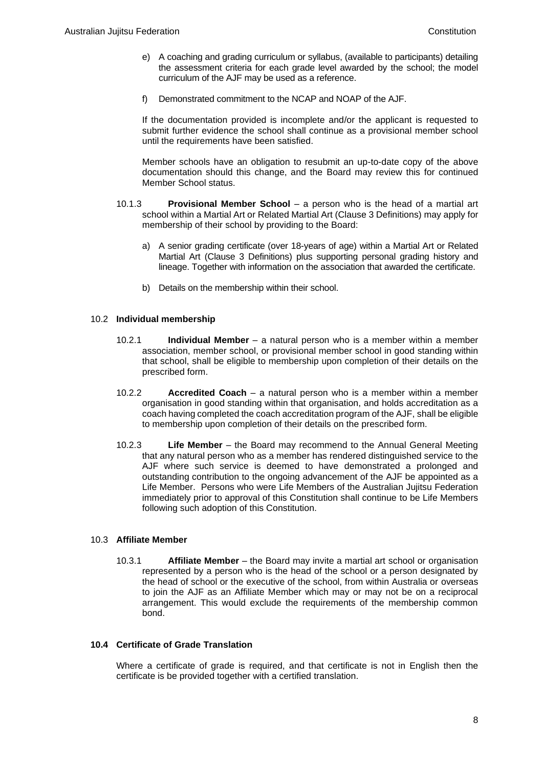e) A coaching and grading curriculum or syllabus, (available to participants) detailing the assessment criteria for each grade level awarded by the school; the model curriculum of the AJF may be used as a reference.

f) Demonstrated commitment to the NCAP and NOAP of the AJF.

If the documentation provided is incomplete and/or the applicant is requested to submit further evidence the school shall continue as a provisional member school until the requirements have been satisfied.

Member schools have an obligation to resubmit an up-to-date copy of the above documentation should this change, and the Board may review this for continued Member School status.

10.1.3 **Provisional Member School** – a person who is the head of a martial art school within a Martial Art or Related Martial Art (Clause 3 Definitions) may apply for membership of their school by providing to the Board:

a) A senior grading certificate (over 18-years of age) within a Martial Art or Related Martial Art (Clause 3 Definitions) plus supporting personal grading history and lineage. Together with information on the association that awarded the certificate.

b) Details on the membership within their school.

10.2 **Individual membership**

10.2.1 **Individual Member** – a natural person who is a member within a member association, member school, or provisional member school in good standing within that school, shall be eligible to membership upon completion of their details on the prescribed form.

10.2.2 **Accredited Coach** – a natural person who is a member within a member organisation in good standing within that organisation, and holds accreditation as a coach having completed the coach accreditation program of the AJF, shall be eligible to membership upon completion of their details on the prescribed form.

10.2.3 **Life Member** – the Board may recommend to the Annual General Meeting that any natural person who as a member has rendered distinguished service to the AJF where such service is deemed to have demonstrated a prolonged and outstanding contribution to the ongoing advancement of the AJF be appointed as a Life Member. Persons who were Life Members of the Australian Jujitsu Federation immediately prior to approval of this Constitution shall continue to be Life Members following such adoption of this Constitution.

10.3 **Affiliate Member**

10.3.1 **Affiliate Member** – the Board may invite a martial art school or organisation represented by a person who is the head of the school or a person designated by the head of school or the executive of the school, from within Australia or overseas to join the AJF as an Affiliate Member which may or may not be on a reciprocal arrangement. This would exclude the requirements of the membership common bond.

**10.4 Certificate of Grade Translation**

Where a certificate of grade is required, and that certificate is not in English then the certificate is be provided together with a certified translation.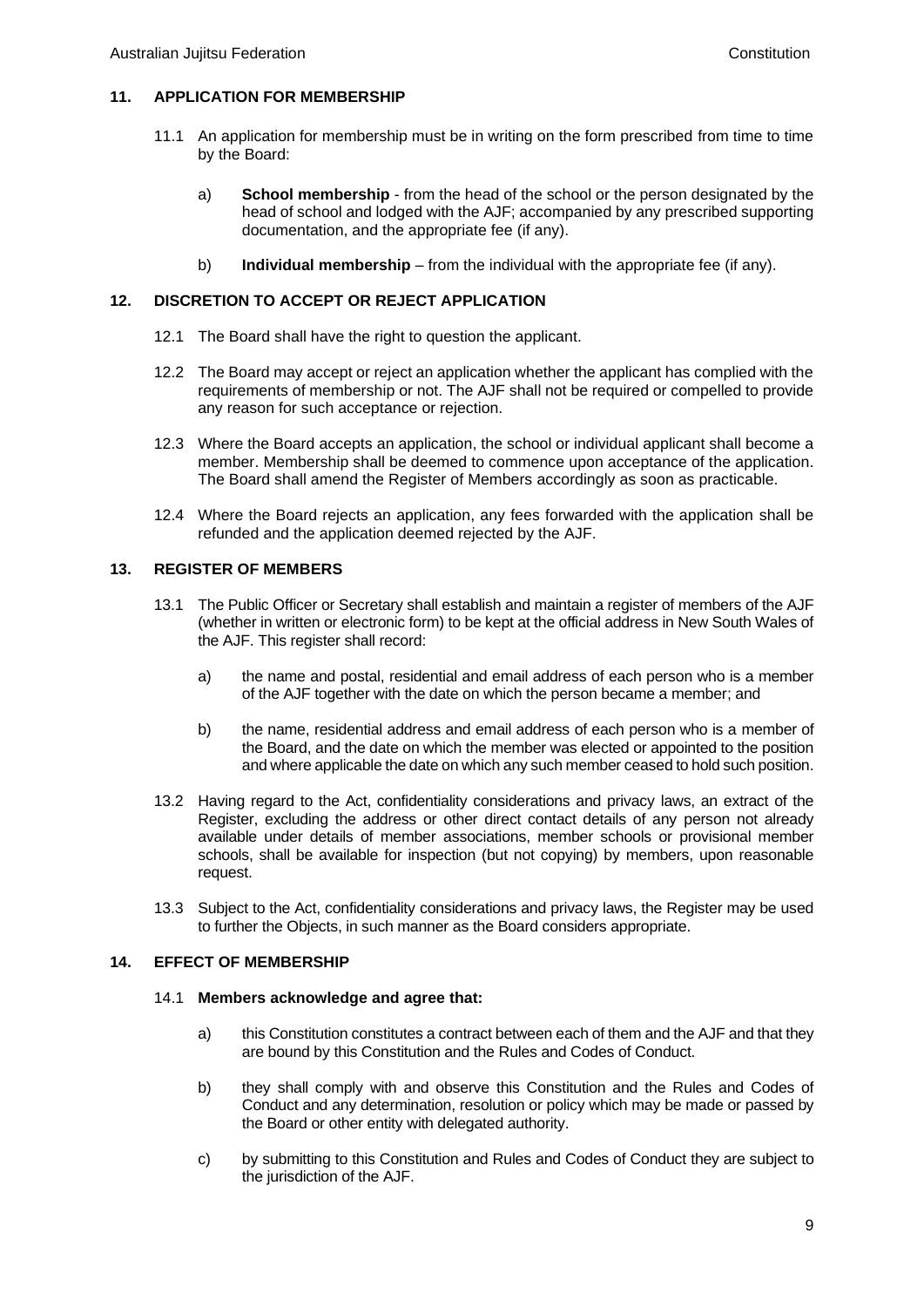## 11. APPLICATION FOR MEMBERSHIP

11.1 An application for membership must be in writing on the form prescribed from time to time by the Board:

a) **School membership** - from the head of the school or the person designated by the head of school and lodged with the AJF; accompanied by any prescribed supporting documentation, and the appropriate fee (if any).

b) **Individual membership** – from the individual with the appropriate fee (if any).

## 12. DISCRETION TO ACCEPT OR REJECT APPLICATION

12.1 The Board shall have the right to question the applicant.

12.2 The Board may accept or reject an application whether the applicant has complied with the requirements of membership or not. The AJF shall not be required or compelled to provide any reason for such acceptance or rejection.

12.3 Where the Board accepts an application, the school or individual applicant shall become a member. Membership shall be deemed to commence upon acceptance of the application. The Board shall amend the Register of Members accordingly as soon as practicable.

12.4 Where the Board rejects an application, any fees forwarded with the application shall be refunded and the application deemed rejected by the AJF.

## 13. REGISTER OF MEMBERS

13.1 The Public Officer or Secretary shall establish and maintain a register of members of the AJF (whether in written or electronic form) to be kept at the official address in New South Wales of the AJF. This register shall record:

a) the name and postal, residential and email address of each person who is a member of the AJF together with the date on which the person became a member; and

b) the name, residential address and email address of each person who is a member of the Board, and the date on which the member was elected or appointed to the position and where applicable the date on which any such member ceased to hold such position.

13.2 Having regard to the Act, confidentiality considerations and privacy laws, an extract of the Register, excluding the address or other direct contact details of any person not already available under details of member associations, member schools or provisional member schools, shall be available for inspection (but not copying) by members, upon reasonable request.

13.3 Subject to the Act, confidentiality considerations and privacy laws, the Register may be used to further the Objects, in such manner as the Board considers appropriate.

## 14. EFFECT OF MEMBERSHIP

14.1 **Members acknowledge and agree that:**

a) this Constitution constitutes a contract between each of them and the AJF and that they are bound by this Constitution and the Rules and Codes of Conduct.

b) they shall comply with and observe this Constitution and the Rules and Codes of Conduct and any determination, resolution or policy which may be made or passed by the Board or other entity with delegated authority.

c) by submitting to this Constitution and Rules and Codes of Conduct they are subject to the jurisdiction of the AJF.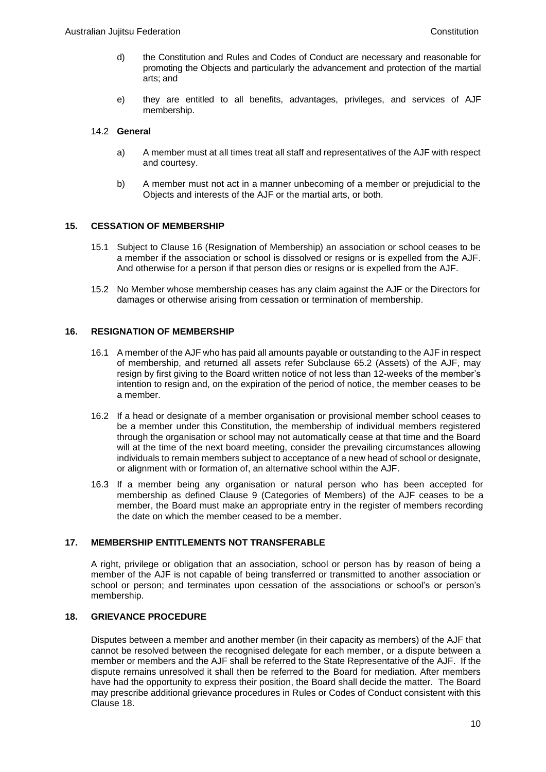d) the Constitution and Rules and Codes of Conduct are necessary and reasonable for promoting the Objects and particularly the advancement and protection of the martial arts; and

e) they are entitled to all benefits, advantages, privileges, and services of AJF membership.

14.2 **General**

a) A member must at all times treat all staff and representatives of the AJF with respect and courtesy.

b) A member must not act in a manner unbecoming of a member or prejudicial to the Objects and interests of the AJF or the martial arts, or both.

## 15. CESSATION OF MEMBERSHIP

15.1 Subject to Clause 16 (Resignation of Membership) an association or school ceases to be a member if the association or school is dissolved or resigns or is expelled from the AJF. And otherwise for a person if that person dies or resigns or is expelled from the AJF.

15.2 No Member whose membership ceases has any claim against the AJF or the Directors for damages or otherwise arising from cessation or termination of membership.

## 16. RESIGNATION OF MEMBERSHIP

16.1 A member of the AJF who has paid all amounts payable or outstanding to the AJF in respect of membership, and returned all assets refer Subclause 65.2 (Assets) of the AJF, may resign by first giving to the Board written notice of not less than 12-weeks of the member's intention to resign and, on the expiration of the period of notice, the member ceases to be a member.

16.2 If a head or designate of a member organisation or provisional member school ceases to be a member under this Constitution, the membership of individual members registered through the organisation or school may not automatically cease at that time and the Board will at the time of the next board meeting, consider the prevailing circumstances allowing individuals to remain members subject to acceptance of a new head of school or designate, or alignment with or formation of, an alternative school within the AJF.

16.3 If a member being any organisation or natural person who has been accepted for membership as defined Clause 9 (Categories of Members) of the AJF ceases to be a member, the Board must make an appropriate entry in the register of members recording the date on which the member ceased to be a member.

## 17. MEMBERSHIP ENTITLEMENTS NOT TRANSFERABLE

A right, privilege or obligation that an association, school or person has by reason of being a member of the AJF is not capable of being transferred or transmitted to another association or school or person; and terminates upon cessation of the associations or school's or person's membership.

## 18. GRIEVANCE PROCEDURE

Disputes between a member and another member (in their capacity as members) of the AJF that cannot be resolved between the recognised delegate for each member, or a dispute between a member or members and the AJF shall be referred to the State Representative of the AJF. If the dispute remains unresolved it shall then be referred to the Board for mediation. After members have had the opportunity to express their position, the Board shall decide the matter. The Board may prescribe additional grievance procedures in Rules or Codes of Conduct consistent with this Clause 18.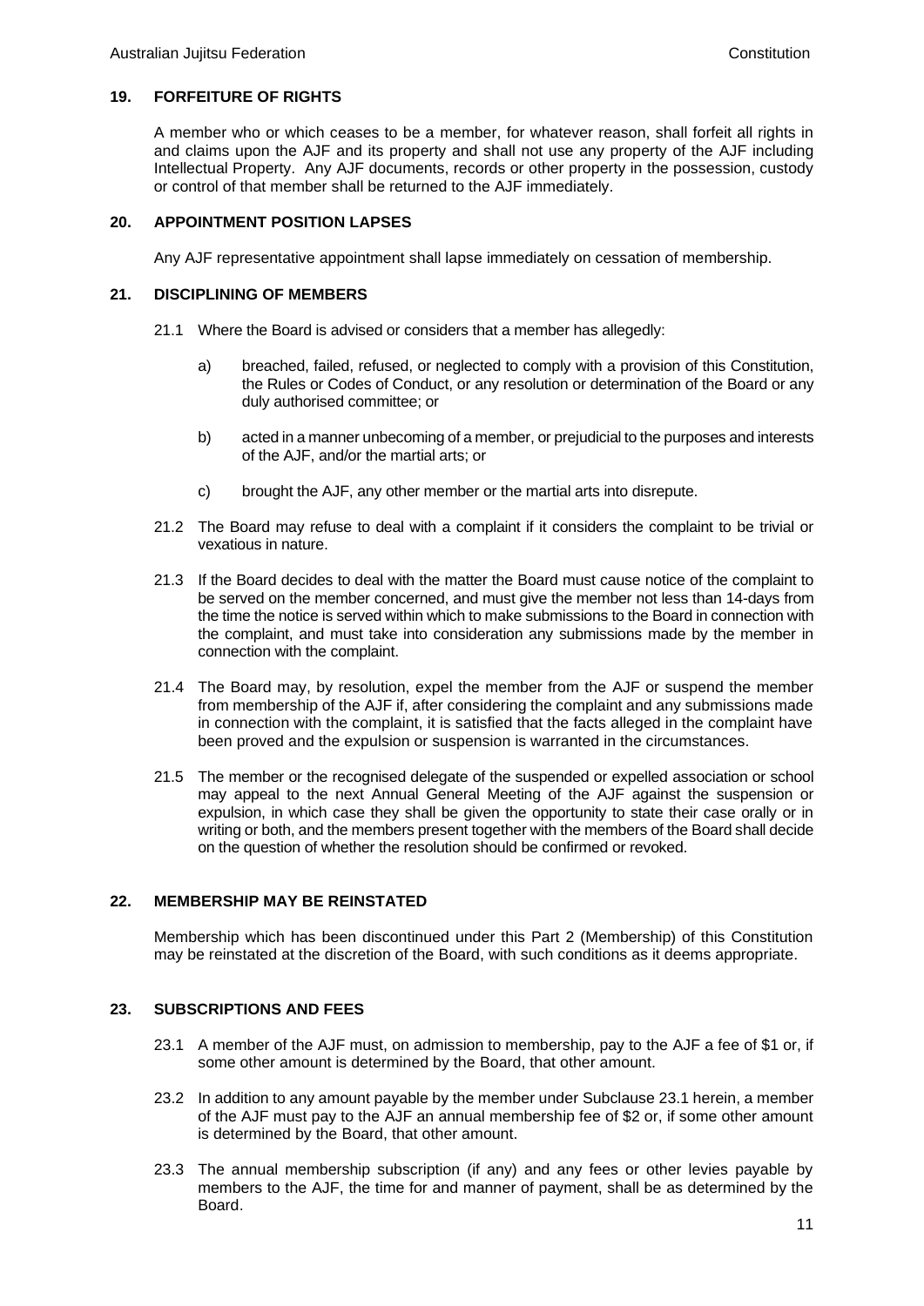## 19. FORFEITURE OF RIGHTS

A member who or which ceases to be a member, for whatever reason, shall forfeit all rights in and claims upon the AJF and its property and shall not use any property of the AJF including Intellectual Property. Any AJF documents, records or other property in the possession, custody or control of that member shall be returned to the AJF immediately.

## 20. APPOINTMENT POSITION LAPSES

Any AJF representative appointment shall lapse immediately on cessation of membership.

## 21. DISCIPLINING OF MEMBERS

21.1 Where the Board is advised or considers that a member has allegedly:

a) breached, failed, refused, or neglected to comply with a provision of this Constitution, the Rules or Codes of Conduct, or any resolution or determination of the Board or any duly authorised committee; or

b) acted in a manner unbecoming of a member, or prejudicial to the purposes and interests of the AJF, and/or the martial arts; or

c) brought the AJF, any other member or the martial arts into disrepute.

21.2 The Board may refuse to deal with a complaint if it considers the complaint to be trivial or vexatious in nature.

21.3 If the Board decides to deal with the matter the Board must cause notice of the complaint to be served on the member concerned, and must give the member not less than 14-days from the time the notice is served within which to make submissions to the Board in connection with the complaint, and must take into consideration any submissions made by the member in connection with the complaint.

21.4 The Board may, by resolution, expel the member from the AJF or suspend the member from membership of the AJF if, after considering the complaint and any submissions made in connection with the complaint, it is satisfied that the facts alleged in the complaint have been proved and the expulsion or suspension is warranted in the circumstances.

21.5 The member or the recognised delegate of the suspended or expelled association or school may appeal to the next Annual General Meeting of the AJF against the suspension or expulsion, in which case they shall be given the opportunity to state their case orally or in writing or both, and the members present together with the members of the Board shall decide on the question of whether the resolution should be confirmed or revoked.

## 22. MEMBERSHIP MAY BE REINSTATED

Membership which has been discontinued under this Part 2 (Membership) of this Constitution may be reinstated at the discretion of the Board, with such conditions as it deems appropriate.

## 23. SUBSCRIPTIONS AND FEES

23.1 A member of the AJF must, on admission to membership, pay to the AJF a fee of $1 or, if some other amount is determined by the Board, that other amount.

23.2 In addition to any amount payable by the member under Subclause 23.1 herein, a member of the AJF must pay to the AJF an annual membership fee of $2 or, if some other amount is determined by the Board, that other amount.

23.3 The annual membership subscription (if any) and any fees or other levies payable by members to the AJF, the time for and manner of payment, shall be as determined by the Board.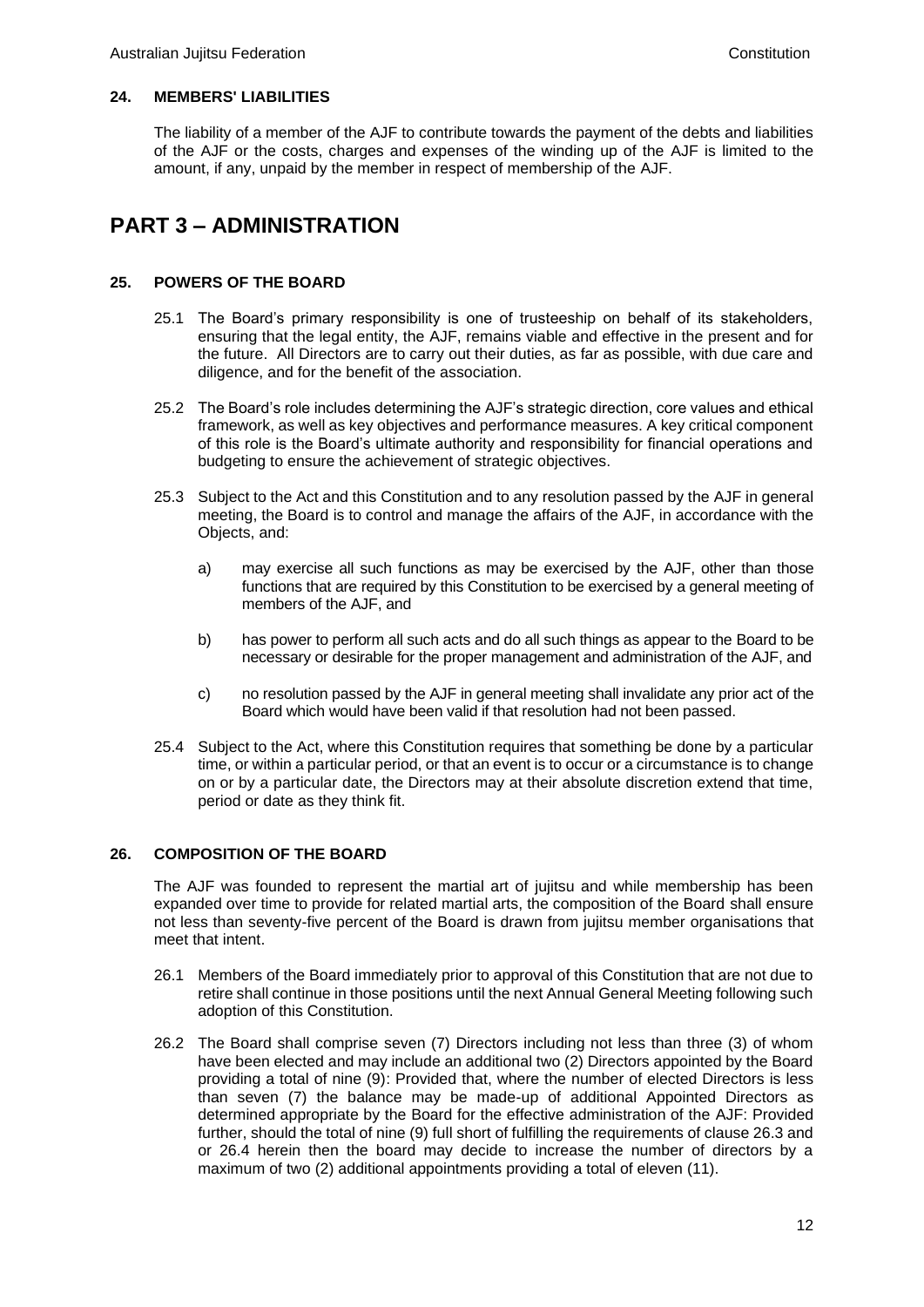### 24. MEMBERS' LIABILITIES

The liability of a member of the AJF to contribute towards the payment of the debts and liabilities of the AJF or the costs, charges and expenses of the winding up of the AJF is limited to the amount, if any, unpaid by the member in respect of membership of the AJF.

# PART 3 – ADMINISTRATION

### 25. POWERS OF THE BOARD

25.1 The Board's primary responsibility is one of trusteeship on behalf of its stakeholders, ensuring that the legal entity, the AJF, remains viable and effective in the present and for the future. All Directors are to carry out their duties, as far as possible, with due care and diligence, and for the benefit of the association.

25.2 The Board's role includes determining the AJF's strategic direction, core values and ethical framework, as well as key objectives and performance measures. A key critical component of this role is the Board's ultimate authority and responsibility for financial operations and budgeting to ensure the achievement of strategic objectives.

25.3 Subject to the Act and this Constitution and to any resolution passed by the AJF in general meeting, the Board is to control and manage the affairs of the AJF, in accordance with the Objects, and:

a) may exercise all such functions as may be exercised by the AJF, other than those functions that are required by this Constitution to be exercised by a general meeting of members of the AJF, and

b) has power to perform all such acts and do all such things as appear to the Board to be necessary or desirable for the proper management and administration of the AJF, and

c) no resolution passed by the AJF in general meeting shall invalidate any prior act of the Board which would have been valid if that resolution had not been passed.

25.4 Subject to the Act, where this Constitution requires that something be done by a particular time, or within a particular period, or that an event is to occur or a circumstance is to change on or by a particular date, the Directors may at their absolute discretion extend that time, period or date as they think fit.

### 26. COMPOSITION OF THE BOARD

The AJF was founded to represent the martial art of jujitsu and while membership has been expanded over time to provide for related martial arts, the composition of the Board shall ensure not less than seventy-five percent of the Board is drawn from jujitsu member organisations that meet that intent.

26.1 Members of the Board immediately prior to approval of this Constitution that are not due to retire shall continue in those positions until the next Annual General Meeting following such adoption of this Constitution.

26.2 The Board shall comprise seven (7) Directors including not less than three (3) of whom have been elected and may include an additional two (2) Directors appointed by the Board providing a total of nine (9): Provided that, where the number of elected Directors is less than seven (7) the balance may be made-up of additional Appointed Directors as determined appropriate by the Board for the effective administration of the AJF: Provided further, should the total of nine (9) full short of fulfilling the requirements of clause 26.3 and or 26.4 herein then the board may decide to increase the number of directors by a maximum of two (2) additional appointments providing a total of eleven (11).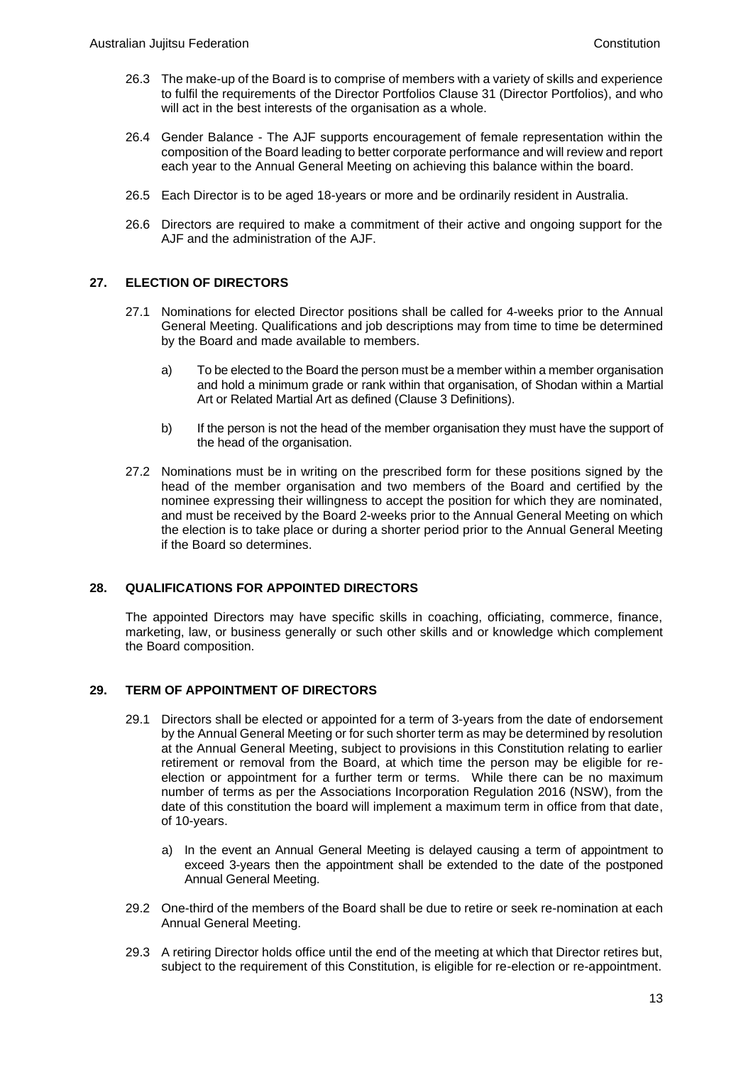26.3 The make-up of the Board is to comprise of members with a variety of skills and experience to fulfil the requirements of the Director Portfolios Clause 31 (Director Portfolios), and who will act in the best interests of the organisation as a whole.

26.4 Gender Balance - The AJF supports encouragement of female representation within the composition of the Board leading to better corporate performance and will review and report each year to the Annual General Meeting on achieving this balance within the board.

26.5 Each Director is to be aged 18-years or more and be ordinarily resident in Australia.

26.6 Directors are required to make a commitment of their active and ongoing support for the AJF and the administration of the AJF.

## 27. ELECTION OF DIRECTORS

27.1 Nominations for elected Director positions shall be called for 4-weeks prior to the Annual General Meeting. Qualifications and job descriptions may from time to time be determined by the Board and made available to members.

a) To be elected to the Board the person must be a member within a member organisation and hold a minimum grade or rank within that organisation, of Shodan within a Martial Art or Related Martial Art as defined (Clause 3 Definitions).

b) If the person is not the head of the member organisation they must have the support of the head of the organisation.

27.2 Nominations must be in writing on the prescribed form for these positions signed by the head of the member organisation and two members of the Board and certified by the nominee expressing their willingness to accept the position for which they are nominated, and must be received by the Board 2-weeks prior to the Annual General Meeting on which the election is to take place or during a shorter period prior to the Annual General Meeting if the Board so determines.

## 28. QUALIFICATIONS FOR APPOINTED DIRECTORS

The appointed Directors may have specific skills in coaching, officiating, commerce, finance, marketing, law, or business generally or such other skills and or knowledge which complement the Board composition.

## 29. TERM OF APPOINTMENT OF DIRECTORS

29.1 Directors shall be elected or appointed for a term of 3-years from the date of endorsement by the Annual General Meeting or for such shorter term as may be determined by resolution at the Annual General Meeting, subject to provisions in this Constitution relating to earlier retirement or removal from the Board, at which time the person may be eligible for re-election or appointment for a further term or terms. While there can be no maximum number of terms as per the Associations Incorporation Regulation 2016 (NSW), from the date of this constitution the board will implement a maximum term in office from that date, of 10-years.

a) In the event an Annual General Meeting is delayed causing a term of appointment to exceed 3-years then the appointment shall be extended to the date of the postponed Annual General Meeting.

29.2 One-third of the members of the Board shall be due to retire or seek re-nomination at each Annual General Meeting.

29.3 A retiring Director holds office until the end of the meeting at which that Director retires but, subject to the requirement of this Constitution, is eligible for re-election or re-appointment.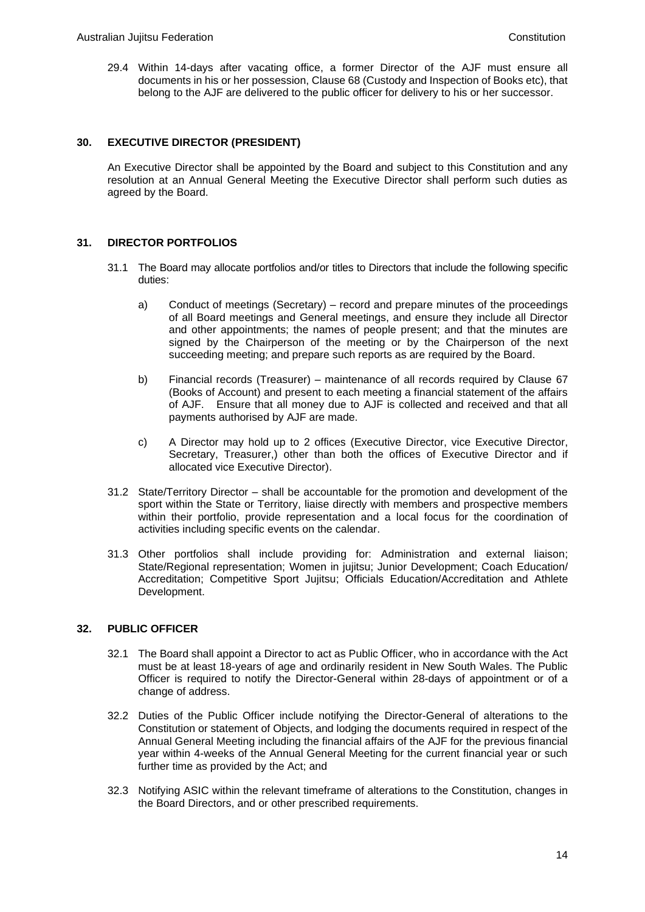29.4 Within 14-days after vacating office, a former Director of the AJF must ensure all documents in his or her possession, Clause 68 (Custody and Inspection of Books etc), that belong to the AJF are delivered to the public officer for delivery to his or her successor.

## 30. EXECUTIVE DIRECTOR (PRESIDENT)

An Executive Director shall be appointed by the Board and subject to this Constitution and any resolution at an Annual General Meeting the Executive Director shall perform such duties as agreed by the Board.

## 31. DIRECTOR PORTFOLIOS

31.1 The Board may allocate portfolios and/or titles to Directors that include the following specific duties:

a) Conduct of meetings (Secretary) – record and prepare minutes of the proceedings of all Board meetings and General meetings, and ensure they include all Director and other appointments; the names of people present; and that the minutes are signed by the Chairperson of the meeting or by the Chairperson of the next succeeding meeting; and prepare such reports as are required by the Board.

b) Financial records (Treasurer) – maintenance of all records required by Clause 67 (Books of Account) and present to each meeting a financial statement of the affairs of AJF. Ensure that all money due to AJF is collected and received and that all payments authorised by AJF are made.

c) A Director may hold up to 2 offices (Executive Director, vice Executive Director, Secretary, Treasurer,) other than both the offices of Executive Director and if allocated vice Executive Director).

31.2 State/Territory Director – shall be accountable for the promotion and development of the sport within the State or Territory, liaise directly with members and prospective members within their portfolio, provide representation and a local focus for the coordination of activities including specific events on the calendar.

31.3 Other portfolios shall include providing for: Administration and external liaison; State/Regional representation; Women in jujitsu; Junior Development; Coach Education/ Accreditation; Competitive Sport Jujitsu; Officials Education/Accreditation and Athlete Development.

## 32. PUBLIC OFFICER

32.1 The Board shall appoint a Director to act as Public Officer, who in accordance with the Act must be at least 18-years of age and ordinarily resident in New South Wales. The Public Officer is required to notify the Director-General within 28-days of appointment or of a change of address.

32.2 Duties of the Public Officer include notifying the Director-General of alterations to the Constitution or statement of Objects, and lodging the documents required in respect of the Annual General Meeting including the financial affairs of the AJF for the previous financial year within 4-weeks of the Annual General Meeting for the current financial year or such further time as provided by the Act; and

32.3 Notifying ASIC within the relevant timeframe of alterations to the Constitution, changes in the Board Directors, and or other prescribed requirements.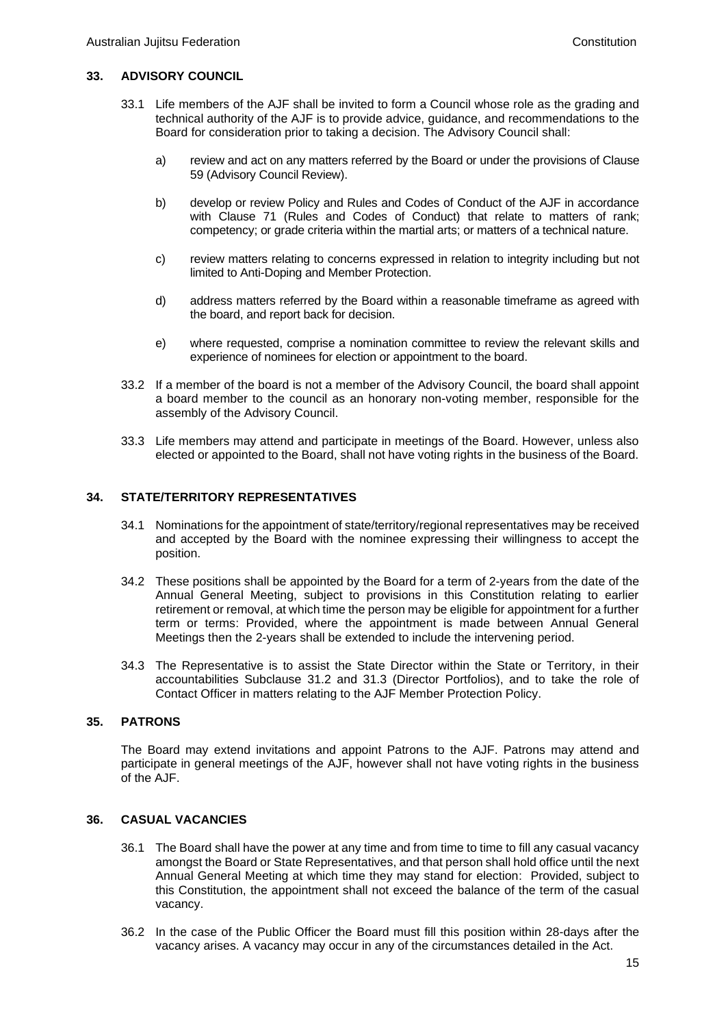## 33. ADVISORY COUNCIL

33.1 Life members of the AJF shall be invited to form a Council whose role as the grading and technical authority of the AJF is to provide advice, guidance, and recommendations to the Board for consideration prior to taking a decision. The Advisory Council shall:

a) review and act on any matters referred by the Board or under the provisions of Clause 59 (Advisory Council Review).

b) develop or review Policy and Rules and Codes of Conduct of the AJF in accordance with Clause 71 (Rules and Codes of Conduct) that relate to matters of rank; competency; or grade criteria within the martial arts; or matters of a technical nature.

c) review matters relating to concerns expressed in relation to integrity including but not limited to Anti-Doping and Member Protection.

d) address matters referred by the Board within a reasonable timeframe as agreed with the board, and report back for decision.

e) where requested, comprise a nomination committee to review the relevant skills and experience of nominees for election or appointment to the board.

33.2 If a member of the board is not a member of the Advisory Council, the board shall appoint a board member to the council as an honorary non-voting member, responsible for the assembly of the Advisory Council.

33.3 Life members may attend and participate in meetings of the Board. However, unless also elected or appointed to the Board, shall not have voting rights in the business of the Board.

## 34. STATE/TERRITORY REPRESENTATIVES

34.1 Nominations for the appointment of state/territory/regional representatives may be received and accepted by the Board with the nominee expressing their willingness to accept the position.

34.2 These positions shall be appointed by the Board for a term of 2-years from the date of the Annual General Meeting, subject to provisions in this Constitution relating to earlier retirement or removal, at which time the person may be eligible for appointment for a further term or terms: Provided, where the appointment is made between Annual General Meetings then the 2-years shall be extended to include the intervening period.

34.3 The Representative is to assist the State Director within the State or Territory, in their accountabilities Subclause 31.2 and 31.3 (Director Portfolios), and to take the role of Contact Officer in matters relating to the AJF Member Protection Policy.

## 35. PATRONS

The Board may extend invitations and appoint Patrons to the AJF. Patrons may attend and participate in general meetings of the AJF, however shall not have voting rights in the business of the AJF.

## 36. CASUAL VACANCIES

36.1 The Board shall have the power at any time and from time to time to fill any casual vacancy amongst the Board or State Representatives, and that person shall hold office until the next Annual General Meeting at which time they may stand for election: Provided, subject to this Constitution, the appointment shall not exceed the balance of the term of the casual vacancy.

36.2 In the case of the Public Officer the Board must fill this position within 28-days after the vacancy arises. A vacancy may occur in any of the circumstances detailed in the Act.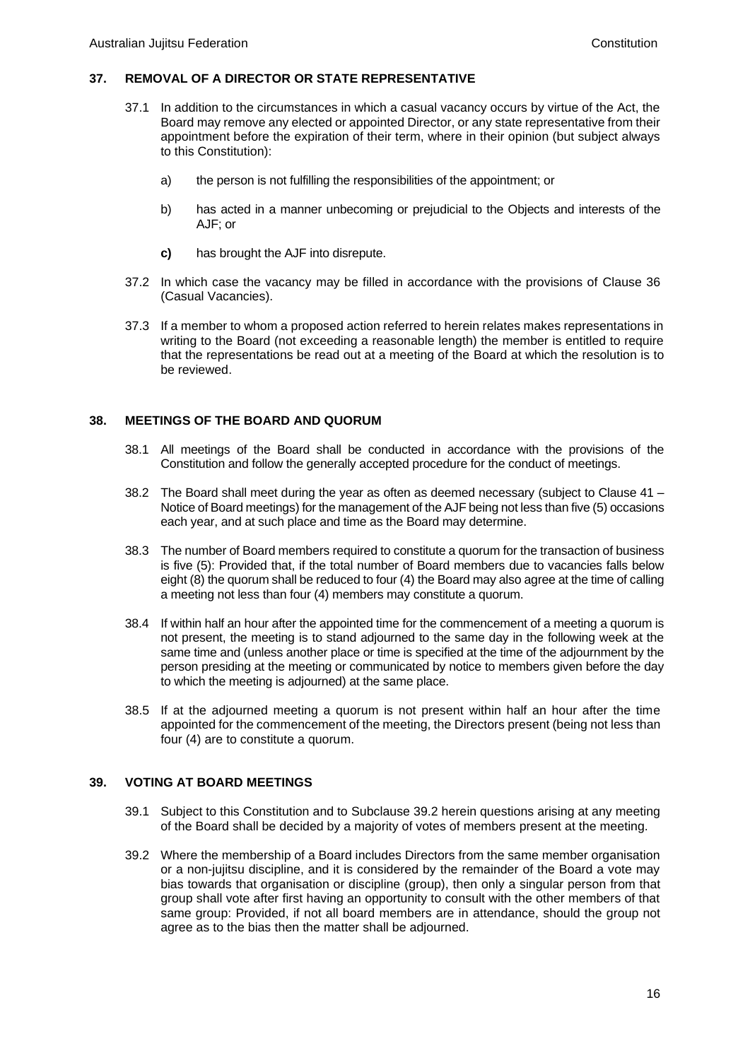## 37. REMOVAL OF A DIRECTOR OR STATE REPRESENTATIVE

37.1 In addition to the circumstances in which a casual vacancy occurs by virtue of the Act, the Board may remove any elected or appointed Director, or any state representative from their appointment before the expiration of their term, where in their opinion (but subject always to this Constitution):

a) the person is not fulfilling the responsibilities of the appointment; or

b) has acted in a manner unbecoming or prejudicial to the Objects and interests of the AJF; or

**c)** has brought the AJF into disrepute.

37.2 In which case the vacancy may be filled in accordance with the provisions of Clause 36 (Casual Vacancies).

37.3 If a member to whom a proposed action referred to herein relates makes representations in writing to the Board (not exceeding a reasonable length) the member is entitled to require that the representations be read out at a meeting of the Board at which the resolution is to be reviewed.

## 38. MEETINGS OF THE BOARD AND QUORUM

38.1 All meetings of the Board shall be conducted in accordance with the provisions of the Constitution and follow the generally accepted procedure for the conduct of meetings.

38.2 The Board shall meet during the year as often as deemed necessary (subject to Clause 41 – Notice of Board meetings) for the management of the AJF being not less than five (5) occasions each year, and at such place and time as the Board may determine.

38.3 The number of Board members required to constitute a quorum for the transaction of business is five (5): Provided that, if the total number of Board members due to vacancies falls below eight (8) the quorum shall be reduced to four (4) the Board may also agree at the time of calling a meeting not less than four (4) members may constitute a quorum.

38.4 If within half an hour after the appointed time for the commencement of a meeting a quorum is not present, the meeting is to stand adjourned to the same day in the following week at the same time and (unless another place or time is specified at the time of the adjournment by the person presiding at the meeting or communicated by notice to members given before the day to which the meeting is adjourned) at the same place.

38.5 If at the adjourned meeting a quorum is not present within half an hour after the time appointed for the commencement of the meeting, the Directors present (being not less than four (4) are to constitute a quorum.

## 39. VOTING AT BOARD MEETINGS

39.1 Subject to this Constitution and to Subclause 39.2 herein questions arising at any meeting of the Board shall be decided by a majority of votes of members present at the meeting.

39.2 Where the membership of a Board includes Directors from the same member organisation or a non-jujitsu discipline, and it is considered by the remainder of the Board a vote may bias towards that organisation or discipline (group), then only a singular person from that group shall vote after first having an opportunity to consult with the other members of that same group: Provided, if not all board members are in attendance, should the group not agree as to the bias then the matter shall be adjourned.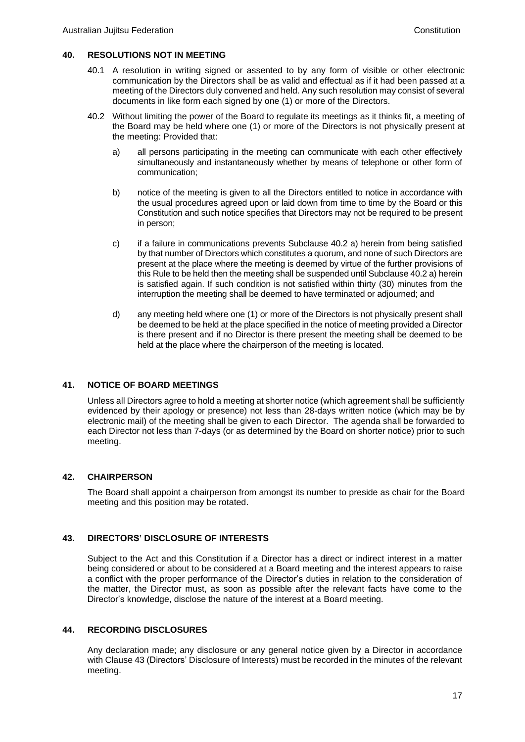## 40. RESOLUTIONS NOT IN MEETING

40.1 A resolution in writing signed or assented to by any form of visible or other electronic communication by the Directors shall be as valid and effectual as if it had been passed at a meeting of the Directors duly convened and held. Any such resolution may consist of several documents in like form each signed by one (1) or more of the Directors.

40.2 Without limiting the power of the Board to regulate its meetings as it thinks fit, a meeting of the Board may be held where one (1) or more of the Directors is not physically present at the meeting: Provided that:

a) all persons participating in the meeting can communicate with each other effectively simultaneously and instantaneously whether by means of telephone or other form of communication;

b) notice of the meeting is given to all the Directors entitled to notice in accordance with the usual procedures agreed upon or laid down from time to time by the Board or this Constitution and such notice specifies that Directors may not be required to be present in person;

c) if a failure in communications prevents Subclause 40.2 a) herein from being satisfied by that number of Directors which constitutes a quorum, and none of such Directors are present at the place where the meeting is deemed by virtue of the further provisions of this Rule to be held then the meeting shall be suspended until Subclause 40.2 a) herein is satisfied again. If such condition is not satisfied within thirty (30) minutes from the interruption the meeting shall be deemed to have terminated or adjourned; and

d) any meeting held where one (1) or more of the Directors is not physically present shall be deemed to be held at the place specified in the notice of meeting provided a Director is there present and if no Director is there present the meeting shall be deemed to be held at the place where the chairperson of the meeting is located.

## 41. NOTICE OF BOARD MEETINGS

Unless all Directors agree to hold a meeting at shorter notice (which agreement shall be sufficiently evidenced by their apology or presence) not less than 28-days written notice (which may be by electronic mail) of the meeting shall be given to each Director. The agenda shall be forwarded to each Director not less than 7-days (or as determined by the Board on shorter notice) prior to such meeting.

## 42. CHAIRPERSON

The Board shall appoint a chairperson from amongst its number to preside as chair for the Board meeting and this position may be rotated.

## 43. DIRECTORS' DISCLOSURE OF INTERESTS

Subject to the Act and this Constitution if a Director has a direct or indirect interest in a matter being considered or about to be considered at a Board meeting and the interest appears to raise a conflict with the proper performance of the Director's duties in relation to the consideration of the matter, the Director must, as soon as possible after the relevant facts have come to the Director's knowledge, disclose the nature of the interest at a Board meeting.

## 44. RECORDING DISCLOSURES

Any declaration made; any disclosure or any general notice given by a Director in accordance with Clause 43 (Directors' Disclosure of Interests) must be recorded in the minutes of the relevant meeting.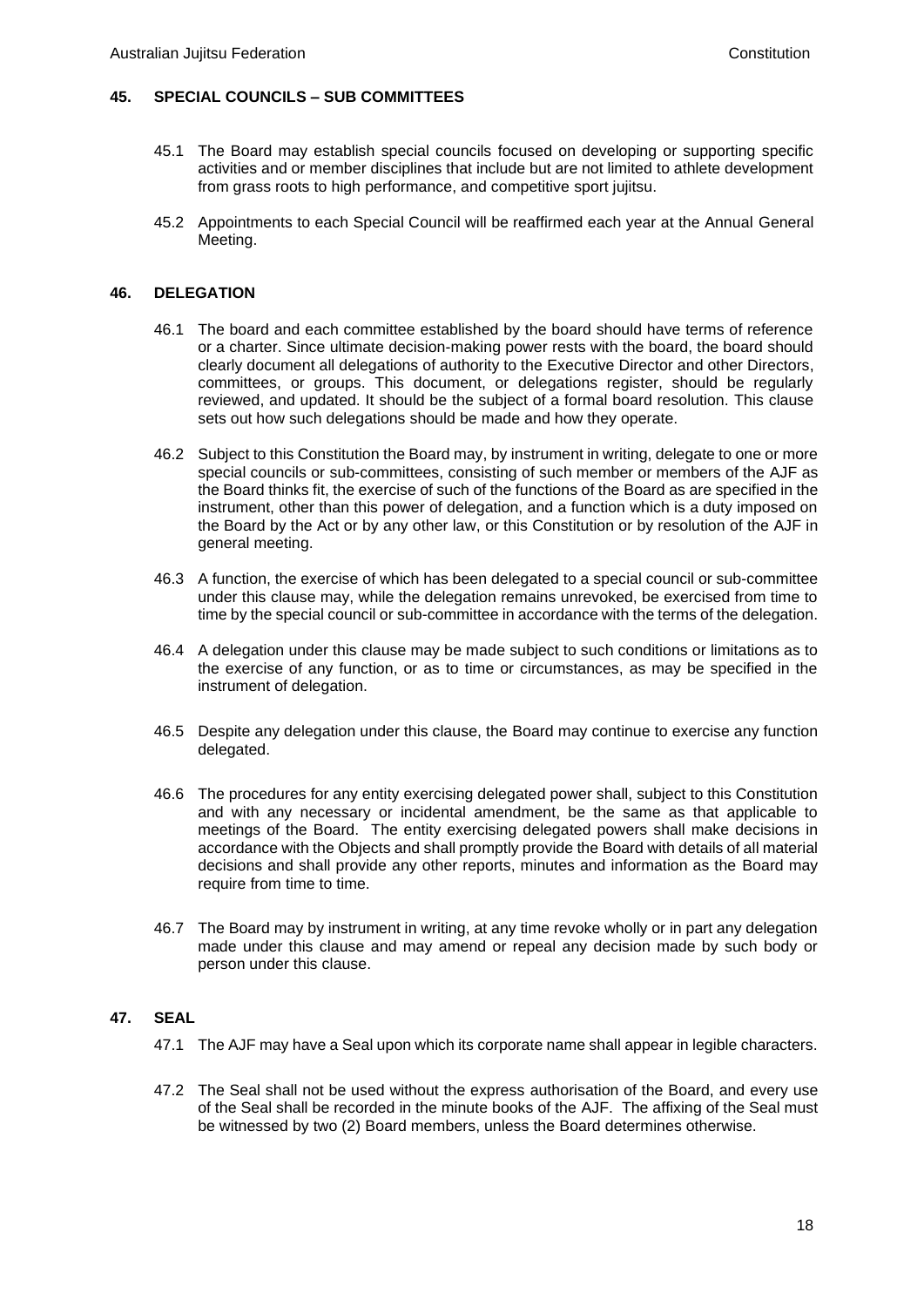## 45. SPECIAL COUNCILS – SUB COMMITTEES

45.1 The Board may establish special councils focused on developing or supporting specific activities and or member disciplines that include but are not limited to athlete development from grass roots to high performance, and competitive sport jujitsu.

45.2 Appointments to each Special Council will be reaffirmed each year at the Annual General Meeting.

## 46. DELEGATION

46.1 The board and each committee established by the board should have terms of reference or a charter. Since ultimate decision-making power rests with the board, the board should clearly document all delegations of authority to the Executive Director and other Directors, committees, or groups. This document, or delegations register, should be regularly reviewed, and updated. It should be the subject of a formal board resolution. This clause sets out how such delegations should be made and how they operate.

46.2 Subject to this Constitution the Board may, by instrument in writing, delegate to one or more special councils or sub-committees, consisting of such member or members of the AJF as the Board thinks fit, the exercise of such of the functions of the Board as are specified in the instrument, other than this power of delegation, and a function which is a duty imposed on the Board by the Act or by any other law, or this Constitution or by resolution of the AJF in general meeting.

46.3 A function, the exercise of which has been delegated to a special council or sub-committee under this clause may, while the delegation remains unrevoked, be exercised from time to time by the special council or sub-committee in accordance with the terms of the delegation.

46.4 A delegation under this clause may be made subject to such conditions or limitations as to the exercise of any function, or as to time or circumstances, as may be specified in the instrument of delegation.

46.5 Despite any delegation under this clause, the Board may continue to exercise any function delegated.

46.6 The procedures for any entity exercising delegated power shall, subject to this Constitution and with any necessary or incidental amendment, be the same as that applicable to meetings of the Board. The entity exercising delegated powers shall make decisions in accordance with the Objects and shall promptly provide the Board with details of all material decisions and shall provide any other reports, minutes and information as the Board may require from time to time.

46.7 The Board may by instrument in writing, at any time revoke wholly or in part any delegation made under this clause and may amend or repeal any decision made by such body or person under this clause.

## 47. SEAL

47.1 The AJF may have a Seal upon which its corporate name shall appear in legible characters.

47.2 The Seal shall not be used without the express authorisation of the Board, and every use of the Seal shall be recorded in the minute books of the AJF. The affixing of the Seal must be witnessed by two (2) Board members, unless the Board determines otherwise.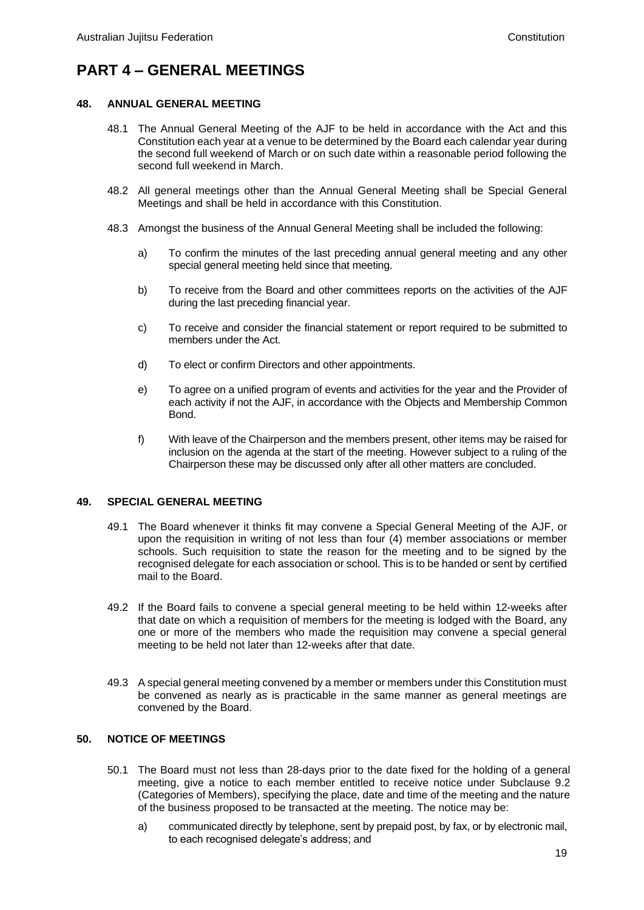# PART 4 – GENERAL MEETINGS

### 48. ANNUAL GENERAL MEETING

48.1 The Annual General Meeting of the AJF to be held in accordance with the Act and this Constitution each year at a venue to be determined by the Board each calendar year during the second full weekend of March or on such date within a reasonable period following the second full weekend in March.

48.2 All general meetings other than the Annual General Meeting shall be Special General Meetings and shall be held in accordance with this Constitution.

48.3 Amongst the business of the Annual General Meeting shall be included the following:

a) To confirm the minutes of the last preceding annual general meeting and any other special general meeting held since that meeting.

b) To receive from the Board and other committees reports on the activities of the AJF during the last preceding financial year.

c) To receive and consider the financial statement or report required to be submitted to members under the Act.

d) To elect or confirm Directors and other appointments.

e) To agree on a unified program of events and activities for the year and the Provider of each activity if not the AJF, in accordance with the Objects and Membership Common Bond.

f) With leave of the Chairperson and the members present, other items may be raised for inclusion on the agenda at the start of the meeting. However subject to a ruling of the Chairperson these may be discussed only after all other matters are concluded.

### 49. SPECIAL GENERAL MEETING

49.1 The Board whenever it thinks fit may convene a Special General Meeting of the AJF, or upon the requisition in writing of not less than four (4) member associations or member schools. Such requisition to state the reason for the meeting and to be signed by the recognised delegate for each association or school. This is to be handed or sent by certified mail to the Board.

49.2 If the Board fails to convene a special general meeting to be held within 12-weeks after that date on which a requisition of members for the meeting is lodged with the Board, any one or more of the members who made the requisition may convene a special general meeting to be held not later than 12-weeks after that date.

49.3 A special general meeting convened by a member or members under this Constitution must be convened as nearly as is practicable in the same manner as general meetings are convened by the Board.

### 50. NOTICE OF MEETINGS

50.1 The Board must not less than 28-days prior to the date fixed for the holding of a general meeting, give a notice to each member entitled to receive notice under Subclause 9.2 (Categories of Members), specifying the place, date and time of the meeting and the nature of the business proposed to be transacted at the meeting. The notice may be:

a) communicated directly by telephone, sent by prepaid post, by fax, or by electronic mail, to each recognised delegate's address; and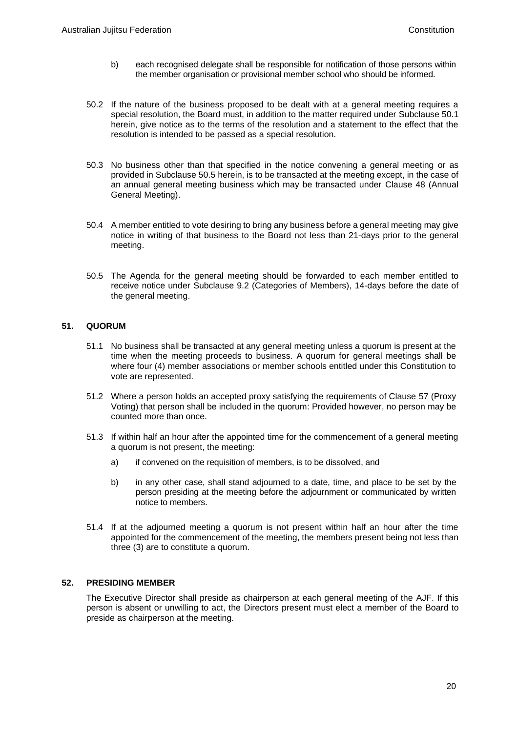b) each recognised delegate shall be responsible for notification of those persons within the member organisation or provisional member school who should be informed.

50.2 If the nature of the business proposed to be dealt with at a general meeting requires a special resolution, the Board must, in addition to the matter required under Subclause 50.1 herein, give notice as to the terms of the resolution and a statement to the effect that the resolution is intended to be passed as a special resolution.

50.3 No business other than that specified in the notice convening a general meeting or as provided in Subclause 50.5 herein, is to be transacted at the meeting except, in the case of an annual general meeting business which may be transacted under Clause 48 (Annual General Meeting).

50.4 A member entitled to vote desiring to bring any business before a general meeting may give notice in writing of that business to the Board not less than 21-days prior to the general meeting.

50.5 The Agenda for the general meeting should be forwarded to each member entitled to receive notice under Subclause 9.2 (Categories of Members), 14-days before the date of the general meeting.

## 51. QUORUM

51.1 No business shall be transacted at any general meeting unless a quorum is present at the time when the meeting proceeds to business. A quorum for general meetings shall be where four (4) member associations or member schools entitled under this Constitution to vote are represented.

51.2 Where a person holds an accepted proxy satisfying the requirements of Clause 57 (Proxy Voting) that person shall be included in the quorum: Provided however, no person may be counted more than once.

51.3 If within half an hour after the appointed time for the commencement of a general meeting a quorum is not present, the meeting:

a) if convened on the requisition of members, is to be dissolved, and

b) in any other case, shall stand adjourned to a date, time, and place to be set by the person presiding at the meeting before the adjournment or communicated by written notice to members.

51.4 If at the adjourned meeting a quorum is not present within half an hour after the time appointed for the commencement of the meeting, the members present being not less than three (3) are to constitute a quorum.

## 52. PRESIDING MEMBER

The Executive Director shall preside as chairperson at each general meeting of the AJF. If this person is absent or unwilling to act, the Directors present must elect a member of the Board to preside as chairperson at the meeting.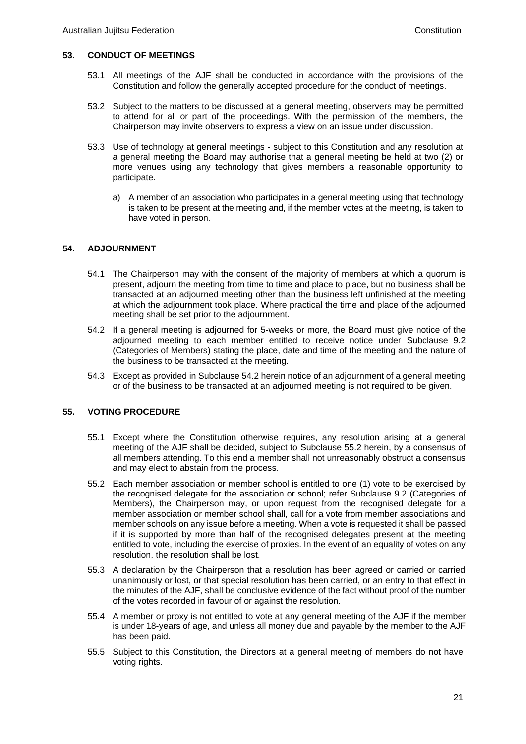## 53. CONDUCT OF MEETINGS

53.1 All meetings of the AJF shall be conducted in accordance with the provisions of the Constitution and follow the generally accepted procedure for the conduct of meetings.

53.2 Subject to the matters to be discussed at a general meeting, observers may be permitted to attend for all or part of the proceedings. With the permission of the members, the Chairperson may invite observers to express a view on an issue under discussion.

53.3 Use of technology at general meetings - subject to this Constitution and any resolution at a general meeting the Board may authorise that a general meeting be held at two (2) or more venues using any technology that gives members a reasonable opportunity to participate.

a) A member of an association who participates in a general meeting using that technology is taken to be present at the meeting and, if the member votes at the meeting, is taken to have voted in person.

## 54. ADJOURNMENT

54.1 The Chairperson may with the consent of the majority of members at which a quorum is present, adjourn the meeting from time to time and place to place, but no business shall be transacted at an adjourned meeting other than the business left unfinished at the meeting at which the adjournment took place. Where practical the time and place of the adjourned meeting shall be set prior to the adjournment.

54.2 If a general meeting is adjourned for 5-weeks or more, the Board must give notice of the adjourned meeting to each member entitled to receive notice under Subclause 9.2 (Categories of Members) stating the place, date and time of the meeting and the nature of the business to be transacted at the meeting.

54.3 Except as provided in Subclause 54.2 herein notice of an adjournment of a general meeting or of the business to be transacted at an adjourned meeting is not required to be given.

## 55. VOTING PROCEDURE

55.1 Except where the Constitution otherwise requires, any resolution arising at a general meeting of the AJF shall be decided, subject to Subclause 55.2 herein, by a consensus of all members attending. To this end a member shall not unreasonably obstruct a consensus and may elect to abstain from the process.

55.2 Each member association or member school is entitled to one (1) vote to be exercised by the recognised delegate for the association or school; refer Subclause 9.2 (Categories of Members), the Chairperson may, or upon request from the recognised delegate for a member association or member school shall, call for a vote from member associations and member schools on any issue before a meeting. When a vote is requested it shall be passed if it is supported by more than half of the recognised delegates present at the meeting entitled to vote, including the exercise of proxies. In the event of an equality of votes on any resolution, the resolution shall be lost.

55.3 A declaration by the Chairperson that a resolution has been agreed or carried or carried unanimously or lost, or that special resolution has been carried, or an entry to that effect in the minutes of the AJF, shall be conclusive evidence of the fact without proof of the number of the votes recorded in favour of or against the resolution.

55.4 A member or proxy is not entitled to vote at any general meeting of the AJF if the member is under 18-years of age, and unless all money due and payable by the member to the AJF has been paid.

55.5 Subject to this Constitution, the Directors at a general meeting of members do not have voting rights.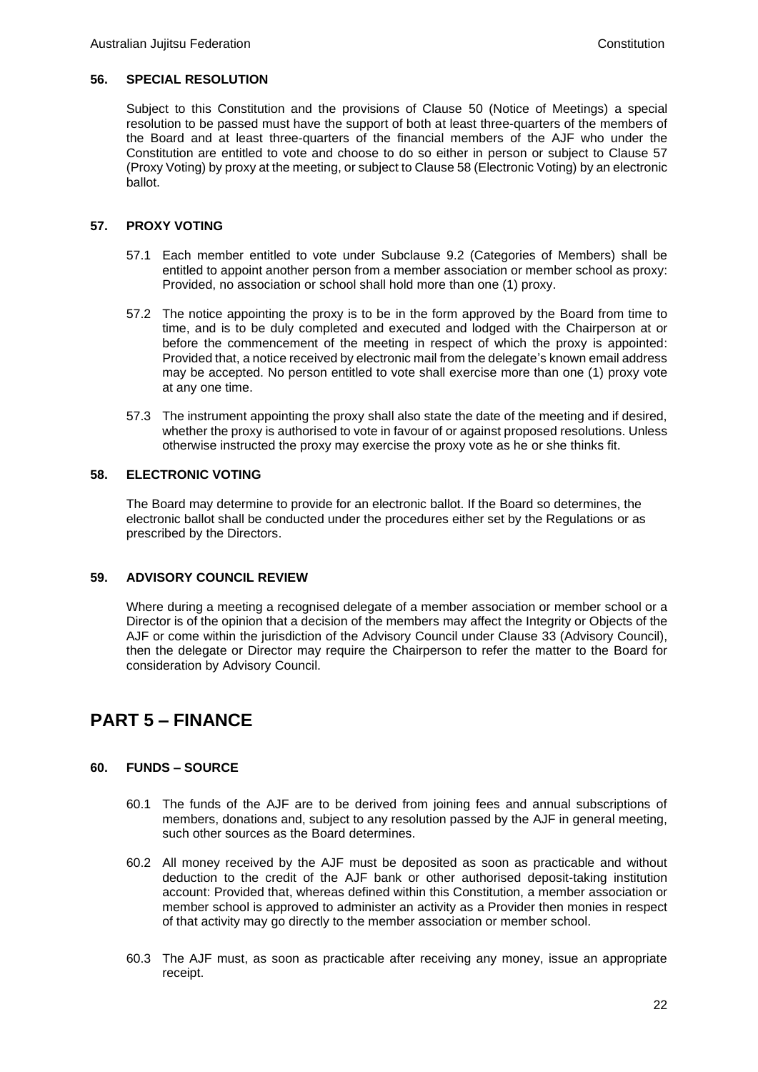### 56. SPECIAL RESOLUTION

Subject to this Constitution and the provisions of Clause 50 (Notice of Meetings) a special resolution to be passed must have the support of both at least three-quarters of the members of the Board and at least three-quarters of the financial members of the AJF who under the Constitution are entitled to vote and choose to do so either in person or subject to Clause 57 (Proxy Voting) by proxy at the meeting, or subject to Clause 58 (Electronic Voting) by an electronic ballot.

### 57. PROXY VOTING

57.1 Each member entitled to vote under Subclause 9.2 (Categories of Members) shall be entitled to appoint another person from a member association or member school as proxy: Provided, no association or school shall hold more than one (1) proxy.

57.2 The notice appointing the proxy is to be in the form approved by the Board from time to time, and is to be duly completed and executed and lodged with the Chairperson at or before the commencement of the meeting in respect of which the proxy is appointed: Provided that, a notice received by electronic mail from the delegate's known email address may be accepted. No person entitled to vote shall exercise more than one (1) proxy vote at any one time.

57.3 The instrument appointing the proxy shall also state the date of the meeting and if desired, whether the proxy is authorised to vote in favour of or against proposed resolutions. Unless otherwise instructed the proxy may exercise the proxy vote as he or she thinks fit.

### 58. ELECTRONIC VOTING

The Board may determine to provide for an electronic ballot. If the Board so determines, the electronic ballot shall be conducted under the procedures either set by the Regulations or as prescribed by the Directors.

### 59. ADVISORY COUNCIL REVIEW

Where during a meeting a recognised delegate of a member association or member school or a Director is of the opinion that a decision of the members may affect the Integrity or Objects of the AJF or come within the jurisdiction of the Advisory Council under Clause 33 (Advisory Council), then the delegate or Director may require the Chairperson to refer the matter to the Board for consideration by Advisory Council.

## PART 5 – FINANCE

### 60. FUNDS – SOURCE

60.1 The funds of the AJF are to be derived from joining fees and annual subscriptions of members, donations and, subject to any resolution passed by the AJF in general meeting, such other sources as the Board determines.

60.2 All money received by the AJF must be deposited as soon as practicable and without deduction to the credit of the AJF bank or other authorised deposit-taking institution account: Provided that, whereas defined within this Constitution, a member association or member school is approved to administer an activity as a Provider then monies in respect of that activity may go directly to the member association or member school.

60.3 The AJF must, as soon as practicable after receiving any money, issue an appropriate receipt.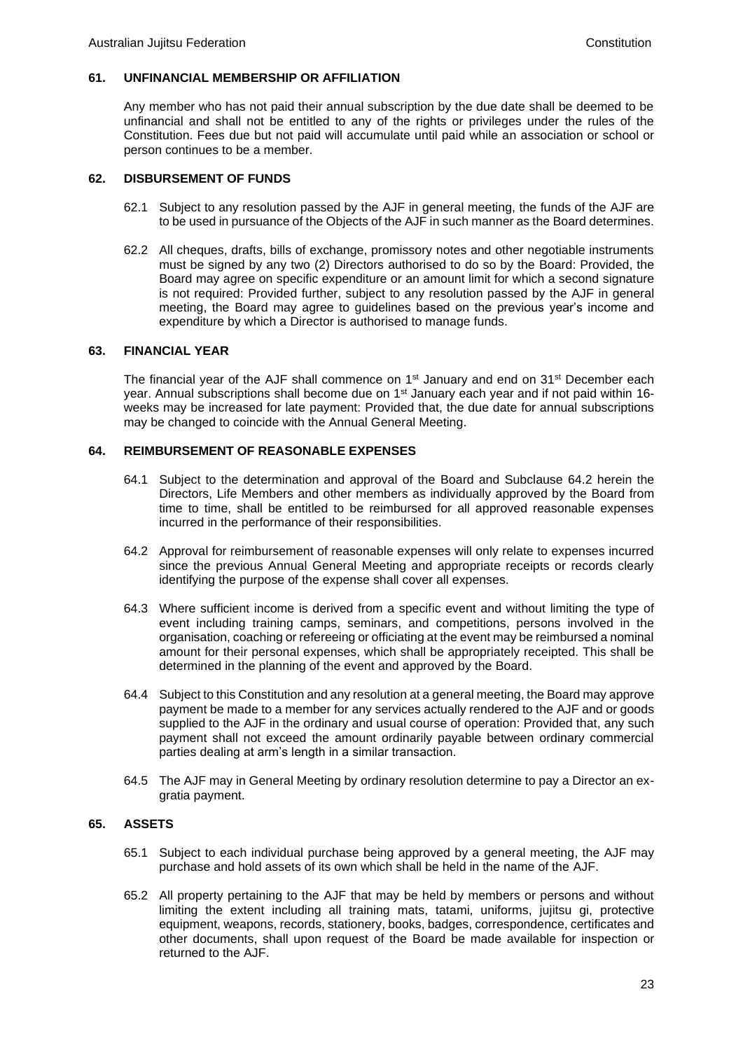## 61. UNFINANCIAL MEMBERSHIP OR AFFILIATION

Any member who has not paid their annual subscription by the due date shall be deemed to be unfinancial and shall not be entitled to any of the rights or privileges under the rules of the Constitution. Fees due but not paid will accumulate until paid while an association or school or person continues to be a member.

## 62. DISBURSEMENT OF FUNDS

62.1 Subject to any resolution passed by the AJF in general meeting, the funds of the AJF are to be used in pursuance of the Objects of the AJF in such manner as the Board determines.

62.2 All cheques, drafts, bills of exchange, promissory notes and other negotiable instruments must be signed by any two (2) Directors authorised to do so by the Board: Provided, the Board may agree on specific expenditure or an amount limit for which a second signature is not required: Provided further, subject to any resolution passed by the AJF in general meeting, the Board may agree to guidelines based on the previous year's income and expenditure by which a Director is authorised to manage funds.

## 63. FINANCIAL YEAR

The financial year of the AJF shall commence on 1st January and end on 31st December each year. Annual subscriptions shall become due on 1st January each year and if not paid within 16-weeks may be increased for late payment: Provided that, the due date for annual subscriptions may be changed to coincide with the Annual General Meeting.

## 64. REIMBURSEMENT OF REASONABLE EXPENSES

64.1 Subject to the determination and approval of the Board and Subclause 64.2 herein the Directors, Life Members and other members as individually approved by the Board from time to time, shall be entitled to be reimbursed for all approved reasonable expenses incurred in the performance of their responsibilities.

64.2 Approval for reimbursement of reasonable expenses will only relate to expenses incurred since the previous Annual General Meeting and appropriate receipts or records clearly identifying the purpose of the expense shall cover all expenses.

64.3 Where sufficient income is derived from a specific event and without limiting the type of event including training camps, seminars, and competitions, persons involved in the organisation, coaching or refereeing or officiating at the event may be reimbursed a nominal amount for their personal expenses, which shall be appropriately receipted. This shall be determined in the planning of the event and approved by the Board.

64.4 Subject to this Constitution and any resolution at a general meeting, the Board may approve payment be made to a member for any services actually rendered to the AJF and or goods supplied to the AJF in the ordinary and usual course of operation: Provided that, any such payment shall not exceed the amount ordinarily payable between ordinary commercial parties dealing at arm's length in a similar transaction.

64.5 The AJF may in General Meeting by ordinary resolution determine to pay a Director an ex-gratia payment.

## 65. ASSETS

65.1 Subject to each individual purchase being approved by a general meeting, the AJF may purchase and hold assets of its own which shall be held in the name of the AJF.

65.2 All property pertaining to the AJF that may be held by members or persons and without limiting the extent including all training mats, tatami, uniforms, jujitsu gi, protective equipment, weapons, records, stationery, books, badges, correspondence, certificates and other documents, shall upon request of the Board be made available for inspection or returned to the AJF.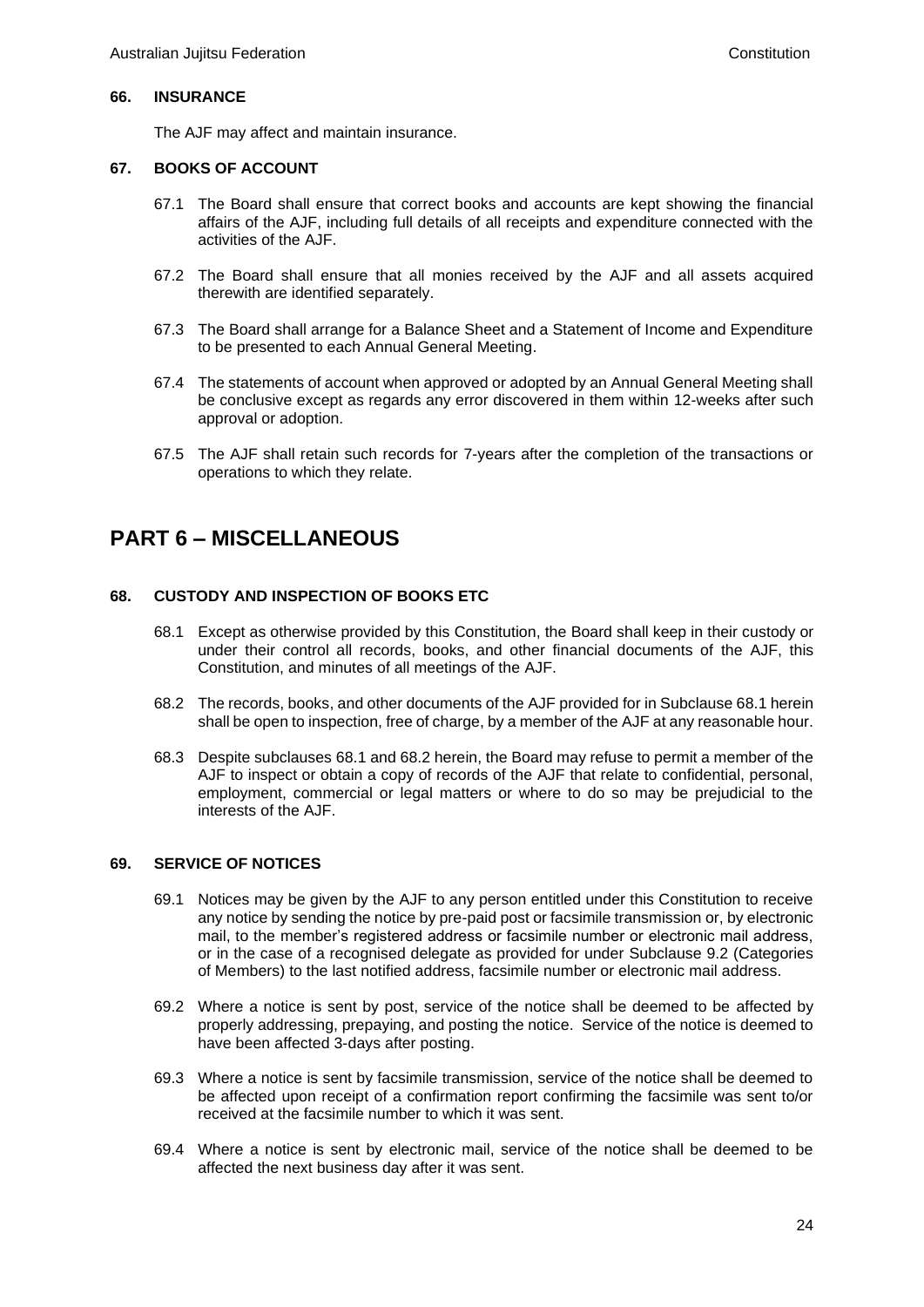### 66. INSURANCE

The AJF may affect and maintain insurance.

### 67. BOOKS OF ACCOUNT

67.1 The Board shall ensure that correct books and accounts are kept showing the financial affairs of the AJF, including full details of all receipts and expenditure connected with the activities of the AJF.

67.2 The Board shall ensure that all monies received by the AJF and all assets acquired therewith are identified separately.

67.3 The Board shall arrange for a Balance Sheet and a Statement of Income and Expenditure to be presented to each Annual General Meeting.

67.4 The statements of account when approved or adopted by an Annual General Meeting shall be conclusive except as regards any error discovered in them within 12-weeks after such approval or adoption.

67.5 The AJF shall retain such records for 7-years after the completion of the transactions or operations to which they relate.

# PART 6 – MISCELLANEOUS

### 68. CUSTODY AND INSPECTION OF BOOKS ETC

68.1 Except as otherwise provided by this Constitution, the Board shall keep in their custody or under their control all records, books, and other financial documents of the AJF, this Constitution, and minutes of all meetings of the AJF.

68.2 The records, books, and other documents of the AJF provided for in Subclause 68.1 herein shall be open to inspection, free of charge, by a member of the AJF at any reasonable hour.

68.3 Despite subclauses 68.1 and 68.2 herein, the Board may refuse to permit a member of the AJF to inspect or obtain a copy of records of the AJF that relate to confidential, personal, employment, commercial or legal matters or where to do so may be prejudicial to the interests of the AJF.

### 69. SERVICE OF NOTICES

69.1 Notices may be given by the AJF to any person entitled under this Constitution to receive any notice by sending the notice by pre-paid post or facsimile transmission or, by electronic mail, to the member's registered address or facsimile number or electronic mail address, or in the case of a recognised delegate as provided for under Subclause 9.2 (Categories of Members) to the last notified address, facsimile number or electronic mail address.

69.2 Where a notice is sent by post, service of the notice shall be deemed to be affected by properly addressing, prepaying, and posting the notice. Service of the notice is deemed to have been affected 3-days after posting.

69.3 Where a notice is sent by facsimile transmission, service of the notice shall be deemed to be affected upon receipt of a confirmation report confirming the facsimile was sent to/or received at the facsimile number to which it was sent.

69.4 Where a notice is sent by electronic mail, service of the notice shall be deemed to be affected the next business day after it was sent.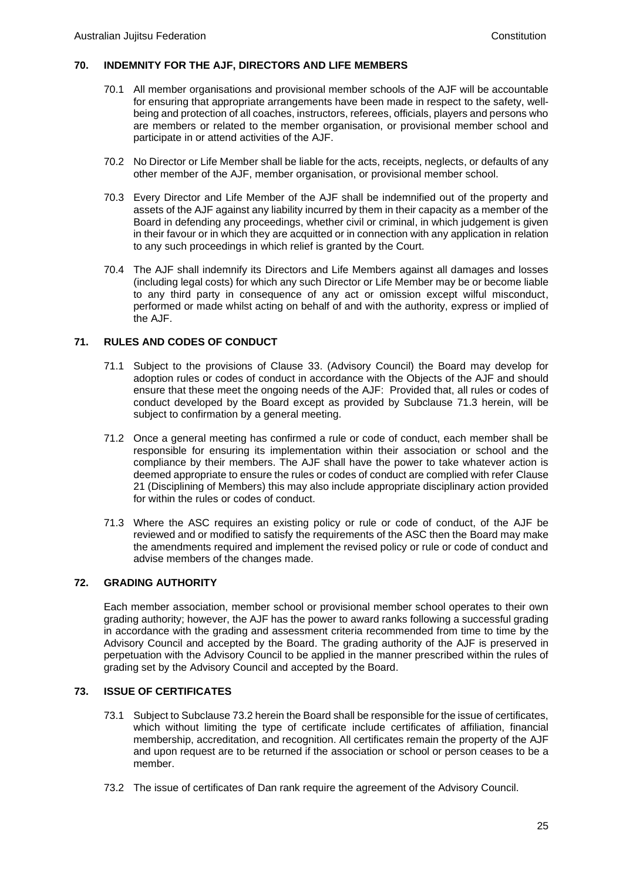## 70. INDEMNITY FOR THE AJF, DIRECTORS AND LIFE MEMBERS

70.1 All member organisations and provisional member schools of the AJF will be accountable for ensuring that appropriate arrangements have been made in respect to the safety, well-being and protection of all coaches, instructors, referees, officials, players and persons who are members or related to the member organisation, or provisional member school and participate in or attend activities of the AJF.

70.2 No Director or Life Member shall be liable for the acts, receipts, neglects, or defaults of any other member of the AJF, member organisation, or provisional member school.

70.3 Every Director and Life Member of the AJF shall be indemnified out of the property and assets of the AJF against any liability incurred by them in their capacity as a member of the Board in defending any proceedings, whether civil or criminal, in which judgement is given in their favour or in which they are acquitted or in connection with any application in relation to any such proceedings in which relief is granted by the Court.

70.4 The AJF shall indemnify its Directors and Life Members against all damages and losses (including legal costs) for which any such Director or Life Member may be or become liable to any third party in consequence of any act or omission except wilful misconduct, performed or made whilst acting on behalf of and with the authority, express or implied of the AJF.

## 71. RULES AND CODES OF CONDUCT

71.1 Subject to the provisions of Clause 33. (Advisory Council) the Board may develop for adoption rules or codes of conduct in accordance with the Objects of the AJF and should ensure that these meet the ongoing needs of the AJF: Provided that, all rules or codes of conduct developed by the Board except as provided by Subclause 71.3 herein, will be subject to confirmation by a general meeting.

71.2 Once a general meeting has confirmed a rule or code of conduct, each member shall be responsible for ensuring its implementation within their association or school and the compliance by their members. The AJF shall have the power to take whatever action is deemed appropriate to ensure the rules or codes of conduct are complied with refer Clause 21 (Disciplining of Members) this may also include appropriate disciplinary action provided for within the rules or codes of conduct.

71.3 Where the ASC requires an existing policy or rule or code of conduct, of the AJF be reviewed and or modified to satisfy the requirements of the ASC then the Board may make the amendments required and implement the revised policy or rule or code of conduct and advise members of the changes made.

## 72. GRADING AUTHORITY

Each member association, member school or provisional member school operates to their own grading authority; however, the AJF has the power to award ranks following a successful grading in accordance with the grading and assessment criteria recommended from time to time by the Advisory Council and accepted by the Board. The grading authority of the AJF is preserved in perpetuation with the Advisory Council to be applied in the manner prescribed within the rules of grading set by the Advisory Council and accepted by the Board.

## 73. ISSUE OF CERTIFICATES

73.1 Subject to Subclause 73.2 herein the Board shall be responsible for the issue of certificates, which without limiting the type of certificate include certificates of affiliation, financial membership, accreditation, and recognition. All certificates remain the property of the AJF and upon request are to be returned if the association or school or person ceases to be a member.

73.2 The issue of certificates of Dan rank require the agreement of the Advisory Council.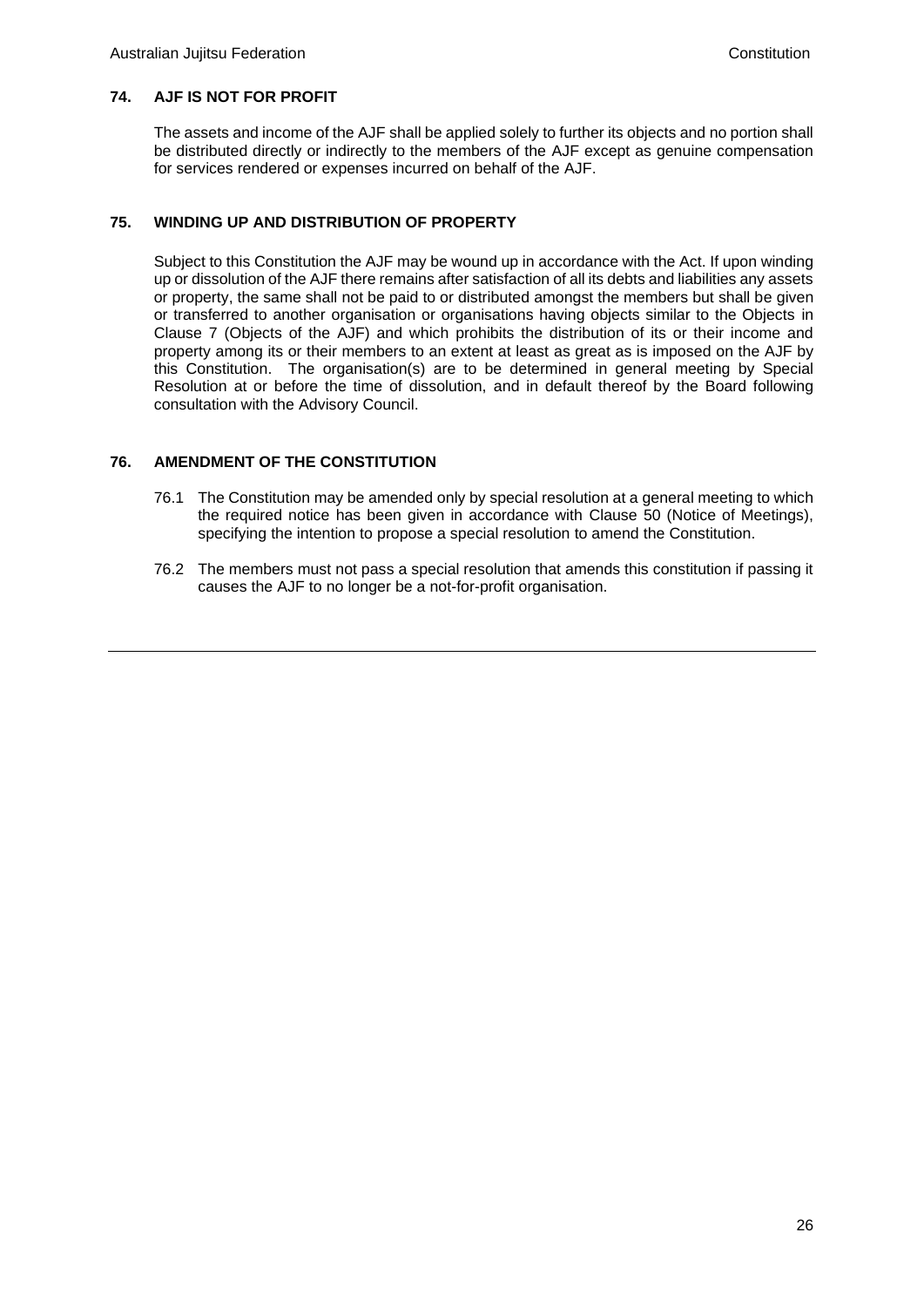## 74. AJF IS NOT FOR PROFIT

The assets and income of the AJF shall be applied solely to further its objects and no portion shall be distributed directly or indirectly to the members of the AJF except as genuine compensation for services rendered or expenses incurred on behalf of the AJF.

## 75. WINDING UP AND DISTRIBUTION OF PROPERTY

Subject to this Constitution the AJF may be wound up in accordance with the Act. If upon winding up or dissolution of the AJF there remains after satisfaction of all its debts and liabilities any assets or property, the same shall not be paid to or distributed amongst the members but shall be given or transferred to another organisation or organisations having objects similar to the Objects in Clause 7 (Objects of the AJF) and which prohibits the distribution of its or their income and property among its or their members to an extent at least as great as is imposed on the AJF by this Constitution. The organisation(s) are to be determined in general meeting by Special Resolution at or before the time of dissolution, and in default thereof by the Board following consultation with the Advisory Council.

## 76. AMENDMENT OF THE CONSTITUTION

76.1 The Constitution may be amended only by special resolution at a general meeting to which the required notice has been given in accordance with Clause 50 (Notice of Meetings), specifying the intention to propose a special resolution to amend the Constitution.

76.2 The members must not pass a special resolution that amends this constitution if passing it causes the AJF to no longer be a not-for-profit organisation.